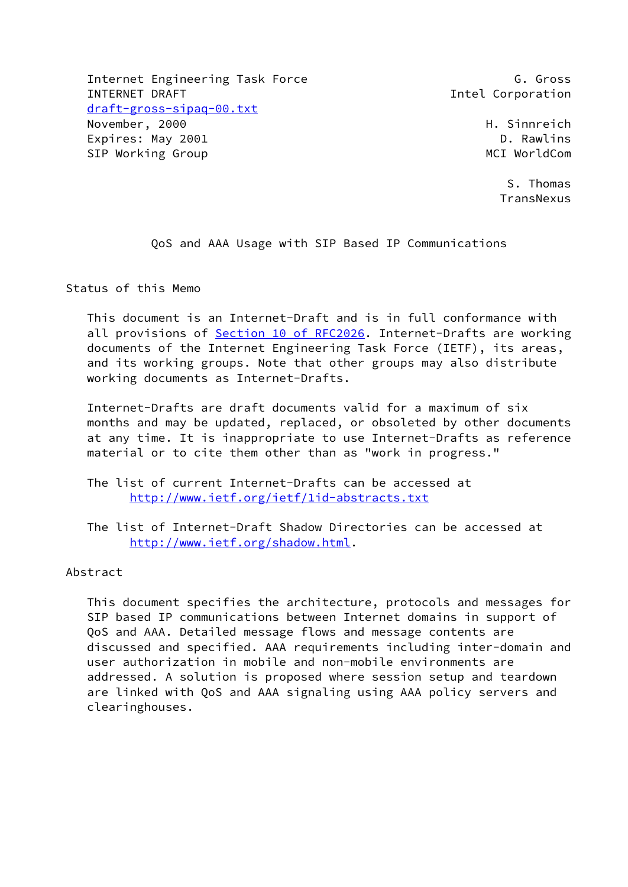Internet Engineering Task Force　　　　　　　　G. Gross
INTERNET DRAFT　　　　　　　　Intel Corporation
draft-gross-sipaq-00.txt
November, 2000　　　　　　　　H. Sinnreich
Expires: May 2001　　　　　　　　D. Rawlins
SIP Working Group　　　　　　　　MCI WorldCom

S. Thomas
TransNexus

# QoS and AAA Usage with SIP Based IP Communications

## Status of this Memo

This document is an Internet-Draft and is in full conformance with all provisions of Section 10 of RFC2026. Internet-Drafts are working documents of the Internet Engineering Task Force (IETF), its areas, and its working groups. Note that other groups may also distribute working documents as Internet-Drafts.

Internet-Drafts are draft documents valid for a maximum of six months and may be updated, replaced, or obsoleted by other documents at any time. It is inappropriate to use Internet-Drafts as reference material or to cite them other than as "work in progress."

The list of current Internet-Drafts can be accessed at
http://www.ietf.org/ietf/1id-abstracts.txt

The list of Internet-Draft Shadow Directories can be accessed at
http://www.ietf.org/shadow.html.

## Abstract

This document specifies the architecture, protocols and messages for SIP based IP communications between Internet domains in support of QoS and AAA. Detailed message flows and message contents are discussed and specified. AAA requirements including inter-domain and user authorization in mobile and non-mobile environments are addressed. A solution is proposed where session setup and teardown are linked with QoS and AAA signaling using AAA policy servers and clearinghouses.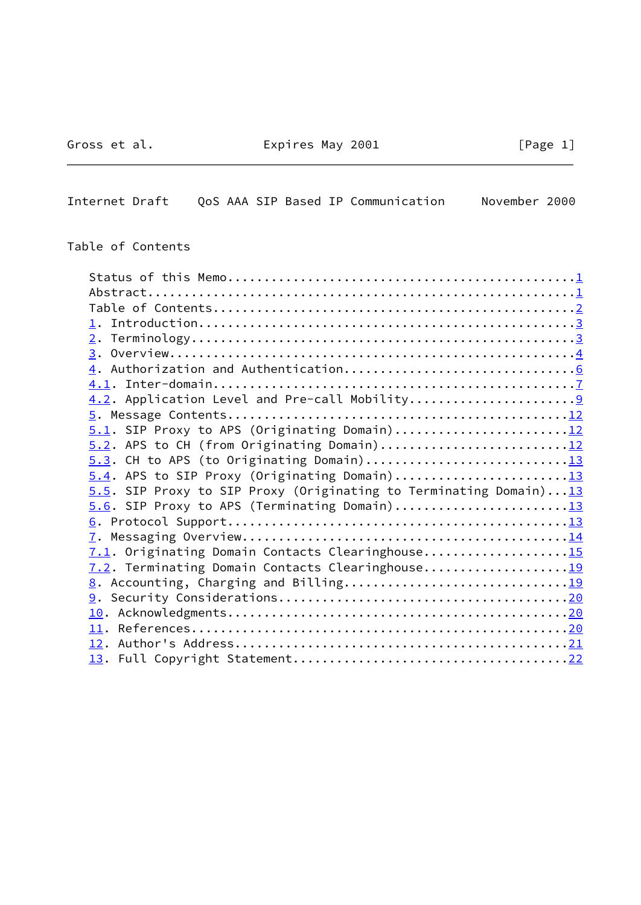## Table of Contents

```
Status of this Memo..............................................1
Abstract.........................................................1
Table of Contents................................................2
1. Introduction..................................................3
2. Terminology...................................................3
3. Overview......................................................4
4. Authorization and Authentication..............................6
4.1. Inter-domain................................................7
4.2. Application Level and Pre-call Mobility.....................9
5. Message Contents.............................................12
5.1. SIP Proxy to APS (Originating Domain)......................12
5.2. APS to CH (from Originating Domain)........................12
5.3. CH to APS (to Originating Domain)..........................13
5.4. APS to SIP Proxy (Originating Domain)......................13
5.5. SIP Proxy to SIP Proxy (Originating to Terminating Domain)...13
5.6. SIP Proxy to APS (Terminating Domain)......................13
6. Protocol Support.............................................13
7. Messaging Overview...........................................14
7.1. Originating Domain Contacts Clearinghouse..................15
7.2. Terminating Domain Contacts Clearinghouse..................19
8. Accounting, Charging and Billing.............................19
9. Security Considerations......................................20
10. Acknowledgments.............................................20
11. References..................................................20
12. Author's Address............................................21
13. Full Copyright Statement....................................22
```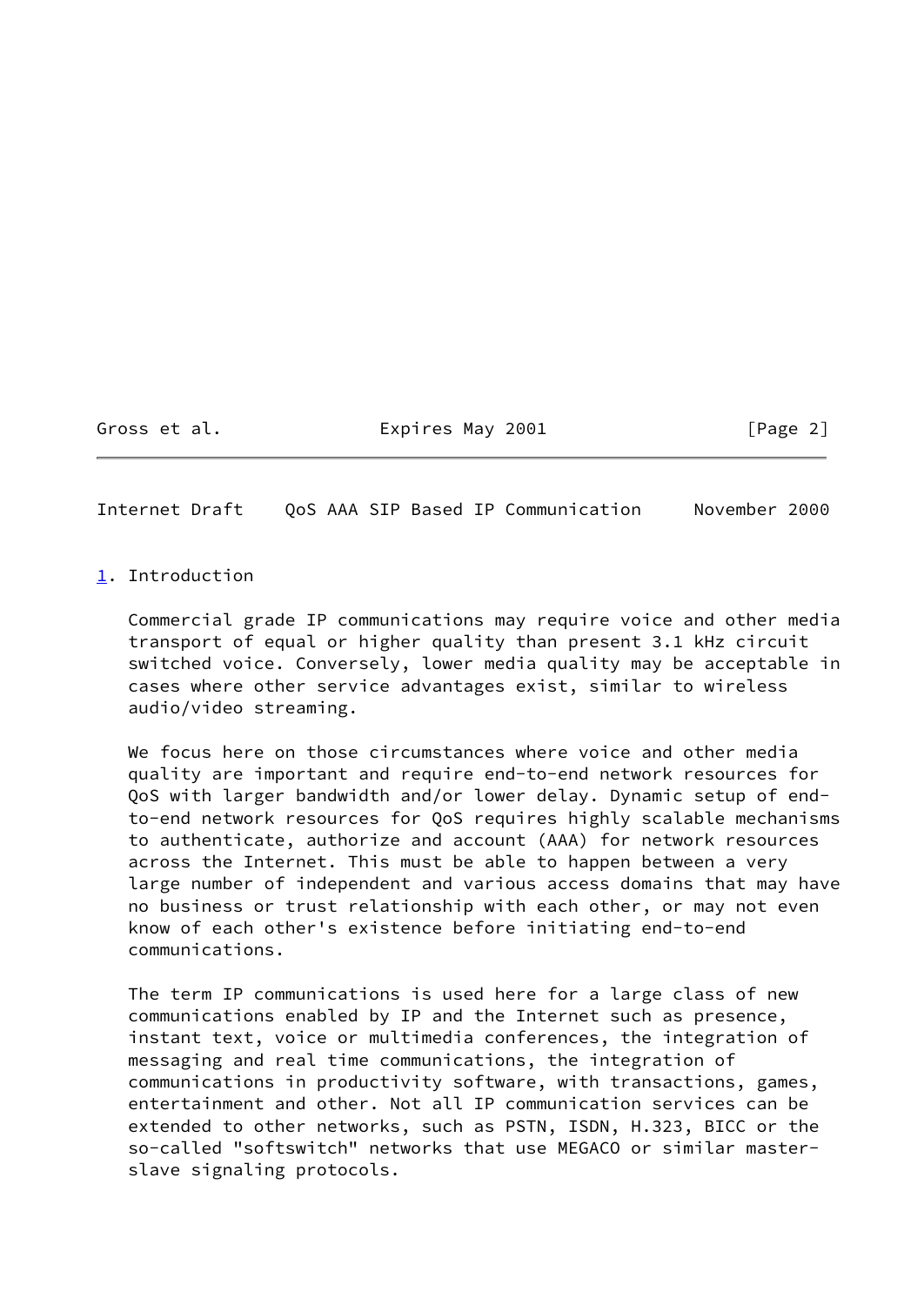## 1. Introduction

Commercial grade IP communications may require voice and other media transport of equal or higher quality than present 3.1 kHz circuit switched voice. Conversely, lower media quality may be acceptable in cases where other service advantages exist, similar to wireless audio/video streaming.

We focus here on those circumstances where voice and other media quality are important and require end-to-end network resources for QoS with larger bandwidth and/or lower delay. Dynamic setup of end-to-end network resources for QoS requires highly scalable mechanisms to authenticate, authorize and account (AAA) for network resources across the Internet. This must be able to happen between a very large number of independent and various access domains that may have no business or trust relationship with each other, or may not even know of each other's existence before initiating end-to-end communications.

The term IP communications is used here for a large class of new communications enabled by IP and the Internet such as presence, instant text, voice or multimedia conferences, the integration of messaging and real time communications, the integration of communications in productivity software, with transactions, games, entertainment and other. Not all IP communication services can be extended to other networks, such as PSTN, ISDN, H.323, BICC or the so-called "softswitch" networks that use MEGACO or similar master-slave signaling protocols.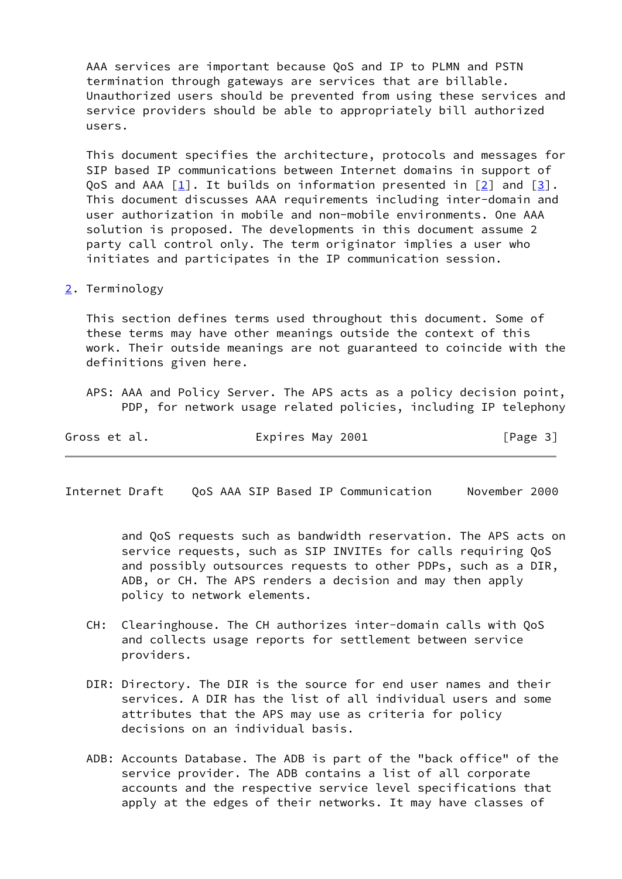AAA services are important because QoS and IP to PLMN and PSTN termination through gateways are services that are billable. Unauthorized users should be prevented from using these services and service providers should be able to appropriately bill authorized users.

This document specifies the architecture, protocols and messages for SIP based IP communications between Internet domains in support of QoS and AAA [1]. It builds on information presented in [2] and [3]. This document discusses AAA requirements including inter-domain and user authorization in mobile and non-mobile environments. One AAA solution is proposed. The developments in this document assume 2 party call control only. The term originator implies a user who initiates and participates in the IP communication session.

## 2. Terminology

This section defines terms used throughout this document. Some of these terms may have other meanings outside the context of this work. Their outside meanings are not guaranteed to coincide with the definitions given here.

APS: AAA and Policy Server. The APS acts as a policy decision point, PDP, for network usage related policies, including IP telephony and QoS requests such as bandwidth reservation. The APS acts on service requests, such as SIP INVITEs for calls requiring QoS and possibly outsources requests to other PDPs, such as a DIR, ADB, or CH. The APS renders a decision and may then apply policy to network elements.

CH: Clearinghouse. The CH authorizes inter-domain calls with QoS and collects usage reports for settlement between service providers.

DIR: Directory. The DIR is the source for end user names and their services. A DIR has the list of all individual users and some attributes that the APS may use as criteria for policy decisions on an individual basis.

ADB: Accounts Database. The ADB is part of the "back office" of the service provider. The ADB contains a list of all corporate accounts and the respective service level specifications that apply at the edges of their networks. It may have classes of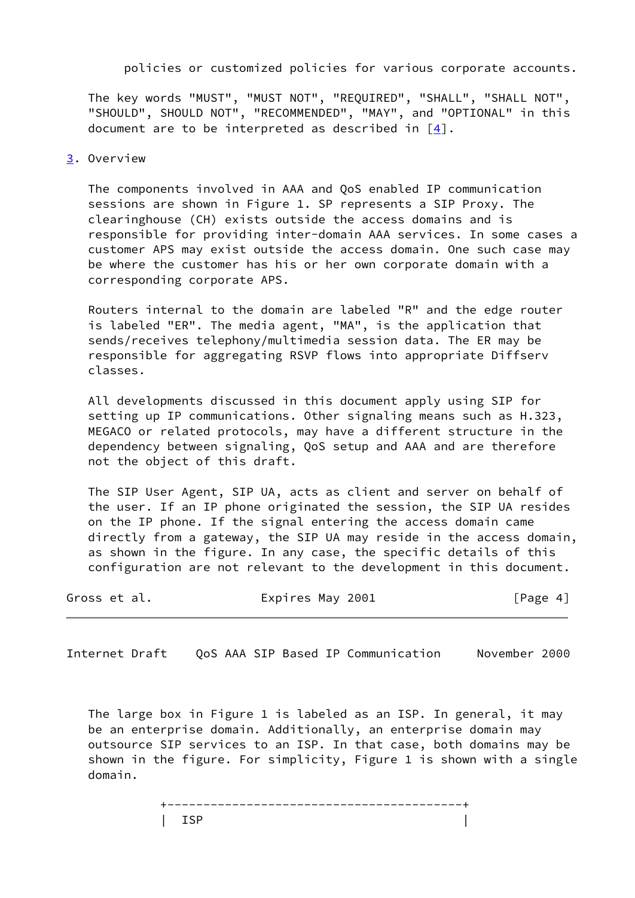policies or customized policies for various corporate accounts.

The key words "MUST", "MUST NOT", "REQUIRED", "SHALL", "SHALL NOT", "SHOULD", SHOULD NOT", "RECOMMENDED", "MAY", and "OPTIONAL" in this document are to be interpreted as described in [4].

## 3. Overview

The components involved in AAA and QoS enabled IP communication sessions are shown in Figure 1. SP represents a SIP Proxy. The clearinghouse (CH) exists outside the access domains and is responsible for providing inter-domain AAA services. In some cases a customer APS may exist outside the access domain. One such case may be where the customer has his or her own corporate domain with a corresponding corporate APS.

Routers internal to the domain are labeled "R" and the edge router is labeled "ER". The media agent, "MA", is the application that sends/receives telephony/multimedia session data. The ER may be responsible for aggregating RSVP flows into appropriate Diffserv classes.

All developments discussed in this document apply using SIP for setting up IP communications. Other signaling means such as H.323, MEGACO or related protocols, may have a different structure in the dependency between signaling, QoS setup and AAA and are therefore not the object of this draft.

The SIP User Agent, SIP UA, acts as client and server on behalf of the user. If an IP phone originated the session, the SIP UA resides on the IP phone. If the signal entering the access domain came directly from a gateway, the SIP UA may reside in the access domain, as shown in the figure. In any case, the specific details of this configuration are not relevant to the development in this document.

The large box in Figure 1 is labeled as an ISP. In general, it may be an enterprise domain. Additionally, an enterprise domain may outsource SIP services to an ISP. In that case, both domains may be shown in the figure. For simplicity, Figure 1 is shown with a single domain.

```
        +-----------------------------------------+
        |  ISP                                    |
```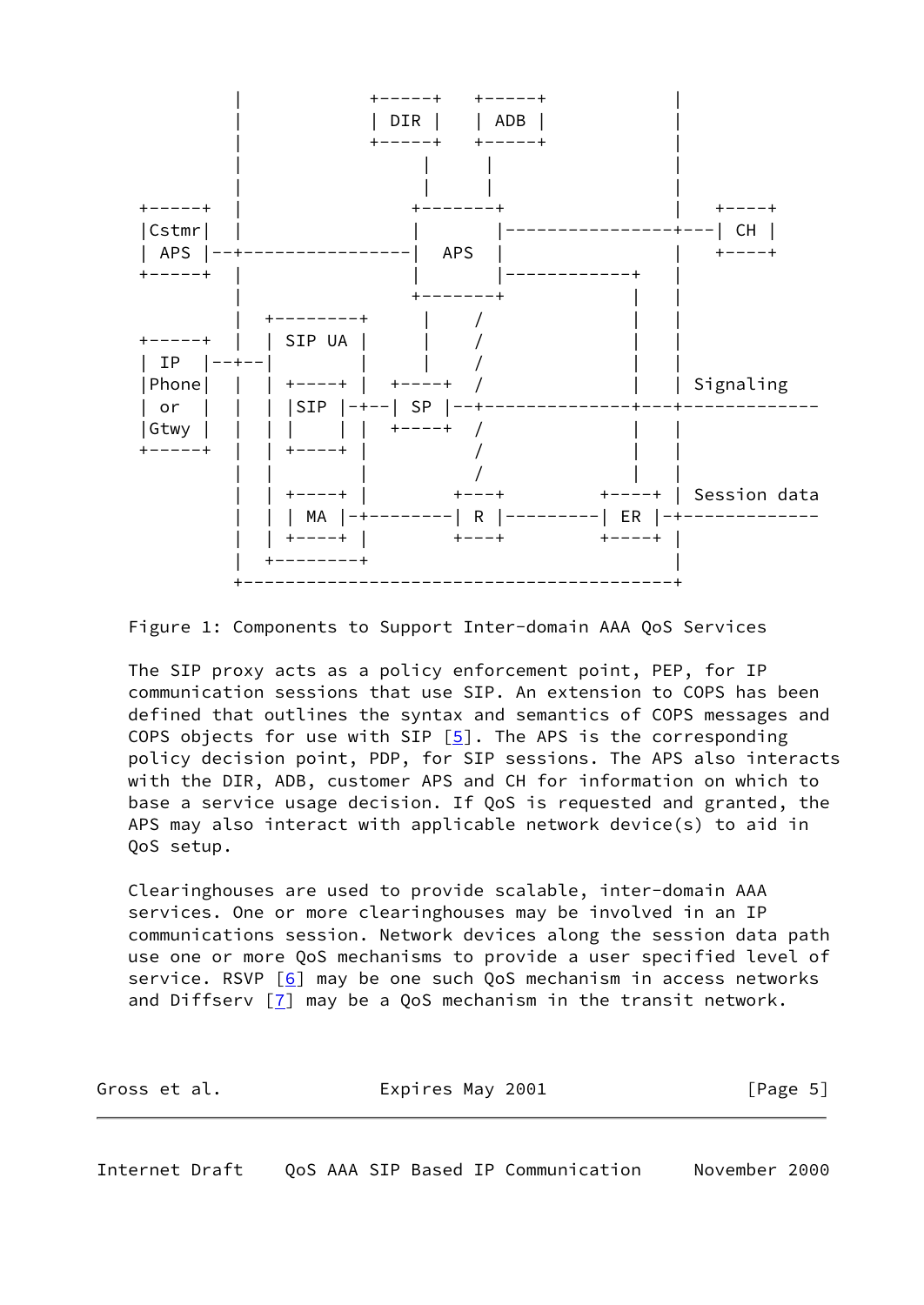```
           |            +-----+   +-----+           |
           |            | DIR |   | ADB |           |
           |            +-----+   +-----+           |
           |                 |      |               |
           |                 |      |               |
 +-----+   |              +--------+                |   +----+
 |Cstmr|   |              |        |----------------+---| CH |
 | APS |--+----------------|  APS   |                |   +----+
 +-----+   |              |        |------------+   |
           |              +--------+            |   |
           |  +--------+      |    /            |   |
 +-----+   |  | SIP UA |      |   /             |   |
 | IP  |--+--|        |      |  /              |   |
 |Phone|   |  | +----+ |  +----+ /              |   | Signaling
 | or  |   |  | |SIP |-+--| SP |--+-------------+---+-------------
 |Gtwy |   |  | |    | |  +----+ /              |   |
 +-----+   |  | +----+ |        /               |   |
           |  |        |       /                |   |
           |  | +----+ |     +---+          +----+ | Session data
           |  | | MA |-+-----| R |----------| ER |-+-------------
           |  | +----+ |     +---+          +----+ |
           |  +--------+                           |
           +---------------------------------------+
```

Figure 1: Components to Support Inter-domain AAA QoS Services

The SIP proxy acts as a policy enforcement point, PEP, for IP communication sessions that use SIP. An extension to COPS has been defined that outlines the syntax and semantics of COPS messages and COPS objects for use with SIP [5]. The APS is the corresponding policy decision point, PDP, for SIP sessions. The APS also interacts with the DIR, ADB, customer APS and CH for information on which to base a service usage decision. If QoS is requested and granted, the APS may also interact with applicable network device(s) to aid in QoS setup.

Clearinghouses are used to provide scalable, inter-domain AAA services. One or more clearinghouses may be involved in an IP communications session. Network devices along the session data path use one or more QoS mechanisms to provide a user specified level of service. RSVP [6] may be one such QoS mechanism in access networks and Diffserv [7] may be a QoS mechanism in the transit network.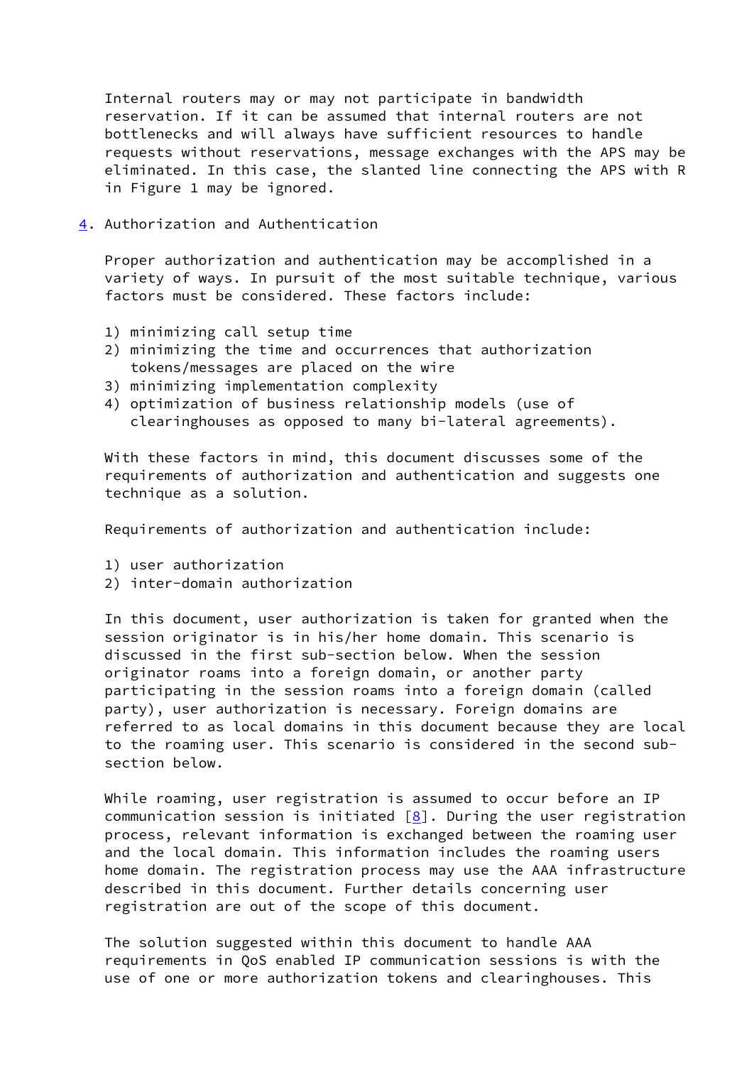Internal routers may or may not participate in bandwidth reservation. If it can be assumed that internal routers are not bottlenecks and will always have sufficient resources to handle requests without reservations, message exchanges with the APS may be eliminated. In this case, the slanted line connecting the APS with R in Figure 1 may be ignored.

## 4. Authorization and Authentication

Proper authorization and authentication may be accomplished in a variety of ways. In pursuit of the most suitable technique, various factors must be considered. These factors include:

1) minimizing call setup time
2) minimizing the time and occurrences that authorization tokens/messages are placed on the wire
3) minimizing implementation complexity
4) optimization of business relationship models (use of clearinghouses as opposed to many bi-lateral agreements).

With these factors in mind, this document discusses some of the requirements of authorization and authentication and suggests one technique as a solution.

Requirements of authorization and authentication include:

1) user authorization
2) inter-domain authorization

In this document, user authorization is taken for granted when the session originator is in his/her home domain. This scenario is discussed in the first sub-section below. When the session originator roams into a foreign domain, or another party participating in the session roams into a foreign domain (called party), user authorization is necessary. Foreign domains are referred to as local domains in this document because they are local to the roaming user. This scenario is considered in the second sub-section below.

While roaming, user registration is assumed to occur before an IP communication session is initiated [8]. During the user registration process, relevant information is exchanged between the roaming user and the local domain. This information includes the roaming users home domain. The registration process may use the AAA infrastructure described in this document. Further details concerning user registration are out of the scope of this document.

The solution suggested within this document to handle AAA requirements in QoS enabled IP communication sessions is with the use of one or more authorization tokens and clearinghouses. This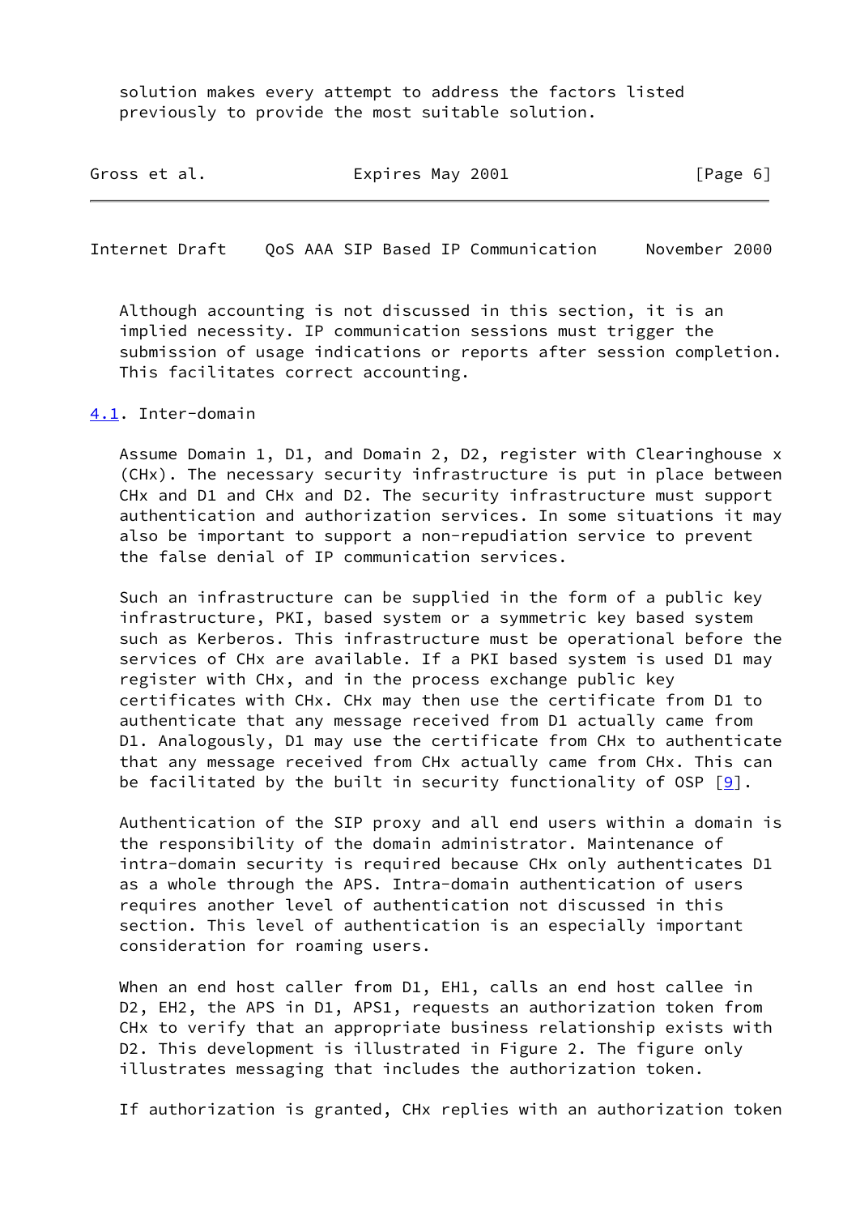solution makes every attempt to address the factors listed previously to provide the most suitable solution.

Although accounting is not discussed in this section, it is an implied necessity. IP communication sessions must trigger the submission of usage indications or reports after session completion. This facilitates correct accounting.

## 4.1. Inter-domain

Assume Domain 1, D1, and Domain 2, D2, register with Clearinghouse x (CHx). The necessary security infrastructure is put in place between CHx and D1 and CHx and D2. The security infrastructure must support authentication and authorization services. In some situations it may also be important to support a non-repudiation service to prevent the false denial of IP communication services.

Such an infrastructure can be supplied in the form of a public key infrastructure, PKI, based system or a symmetric key based system such as Kerberos. This infrastructure must be operational before the services of CHx are available. If a PKI based system is used D1 may register with CHx, and in the process exchange public key certificates with CHx. CHx may then use the certificate from D1 to authenticate that any message received from D1 actually came from D1. Analogously, D1 may use the certificate from CHx to authenticate that any message received from CHx actually came from CHx. This can be facilitated by the built in security functionality of OSP [9].

Authentication of the SIP proxy and all end users within a domain is the responsibility of the domain administrator. Maintenance of intra-domain security is required because CHx only authenticates D1 as a whole through the APS. Intra-domain authentication of users requires another level of authentication not discussed in this section. This level of authentication is an especially important consideration for roaming users.

When an end host caller from D1, EH1, calls an end host callee in D2, EH2, the APS in D1, APS1, requests an authorization token from CHx to verify that an appropriate business relationship exists with D2. This development is illustrated in Figure 2. The figure only illustrates messaging that includes the authorization token.

If authorization is granted, CHx replies with an authorization token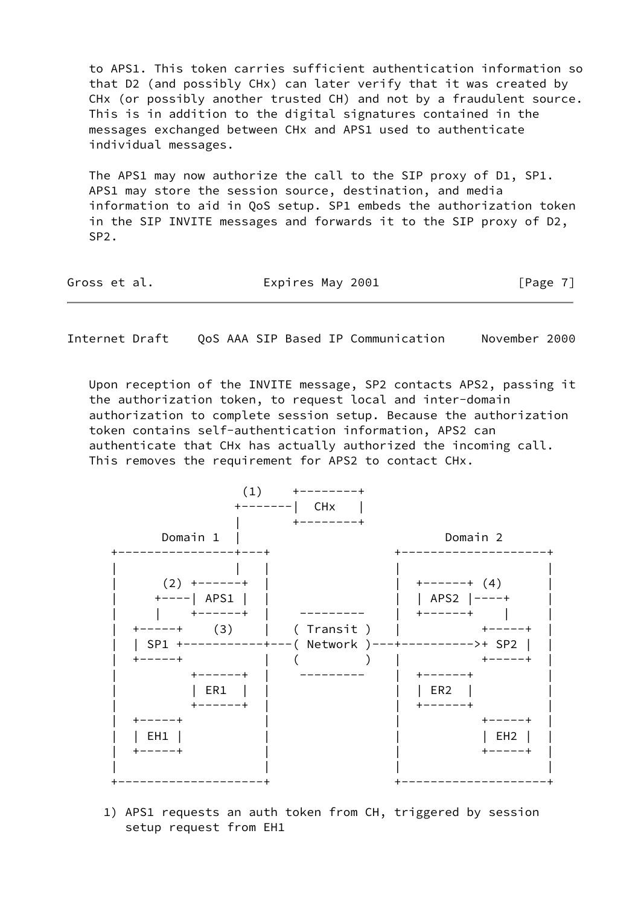to APS1. This token carries sufficient authentication information so that D2 (and possibly CHx) can later verify that it was created by CHx (or possibly another trusted CH) and not by a fraudulent source. This is in addition to the digital signatures contained in the messages exchanged between CHx and APS1 used to authenticate individual messages.

The APS1 may now authorize the call to the SIP proxy of D1, SP1. APS1 may store the session source, destination, and media information to aid in QoS setup. SP1 embeds the authorization token in the SIP INVITE messages and forwards it to the SIP proxy of D2, SP2.

Upon reception of the INVITE message, SP2 contacts APS2, passing it the authorization token, to request local and inter-domain authorization to complete session setup. Because the authorization token contains self-authentication information, APS2 can authenticate that CHx has actually authorized the incoming call. This removes the requirement for APS2 to contact CHx.

```
                  (1)     +--------+
                 +-------|  CHx   |
                 |       +--------+
      Domain 1   |                              Domain 2
 +---------------+---+                +-------------------+
 |               |   |                |                   |
 |      (2) +------+  |                |  +------+ (4)     |
 |     +----| APS1 |  |                |  | APS2 |----+    |
 |     |    +------+  |   ---------    |  +------+    |    |
 |  +-----+    (3)    |  ( Transit )   |         +-----+  |
 |  | SP1 +-----------+--( Network )---+-------->+ SP2 |  |
 |  +-----+           |  (         )   |         +-----+  |
 |          +------+  |   ---------    |  +------+        |
 |          | ER1  |  |                |  | ER2  |        |
 |          +------+  |                |  +------+        |
 |  +-----+           |                |         +-----+  |
 |  | EH1 |           |                |         | EH2 |  |
 |  +-----+           |                |         +-----+  |
 |                    |                |                  |
 +--------------------+                +------------------+
```

1) APS1 requests an auth token from CH, triggered by session setup request from EH1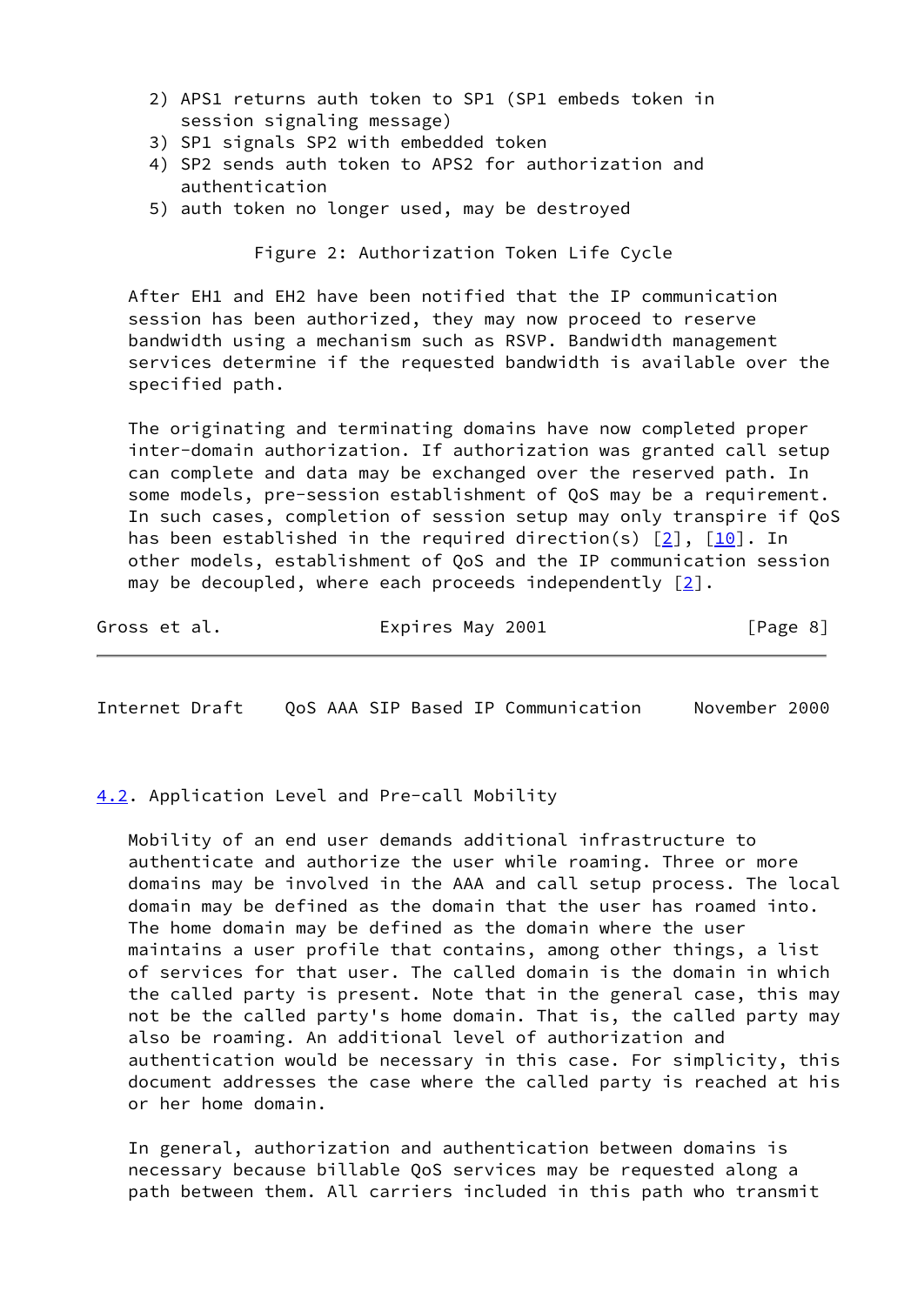2) APS1 returns auth token to SP1 (SP1 embeds token in session signaling message)
3) SP1 signals SP2 with embedded token
4) SP2 sends auth token to APS2 for authorization and authentication
5) auth token no longer used, may be destroyed

Figure 2: Authorization Token Life Cycle

After EH1 and EH2 have been notified that the IP communication session has been authorized, they may now proceed to reserve bandwidth using a mechanism such as RSVP. Bandwidth management services determine if the requested bandwidth is available over the specified path.

The originating and terminating domains have now completed proper inter-domain authorization. If authorization was granted call setup can complete and data may be exchanged over the reserved path. In some models, pre-session establishment of QoS may be a requirement. In such cases, completion of session setup may only transpire if QoS has been established in the required direction(s) [2], [10]. In other models, establishment of QoS and the IP communication session may be decoupled, where each proceeds independently [2].

## 4.2. Application Level and Pre-call Mobility

Mobility of an end user demands additional infrastructure to authenticate and authorize the user while roaming. Three or more domains may be involved in the AAA and call setup process. The local domain may be defined as the domain that the user has roamed into. The home domain may be defined as the domain where the user maintains a user profile that contains, among other things, a list of services for that user. The called domain is the domain in which the called party is present. Note that in the general case, this may not be the called party's home domain. That is, the called party may also be roaming. An additional level of authorization and authentication would be necessary in this case. For simplicity, this document addresses the case where the called party is reached at his or her home domain.

In general, authorization and authentication between domains is necessary because billable QoS services may be requested along a path between them. All carriers included in this path who transmit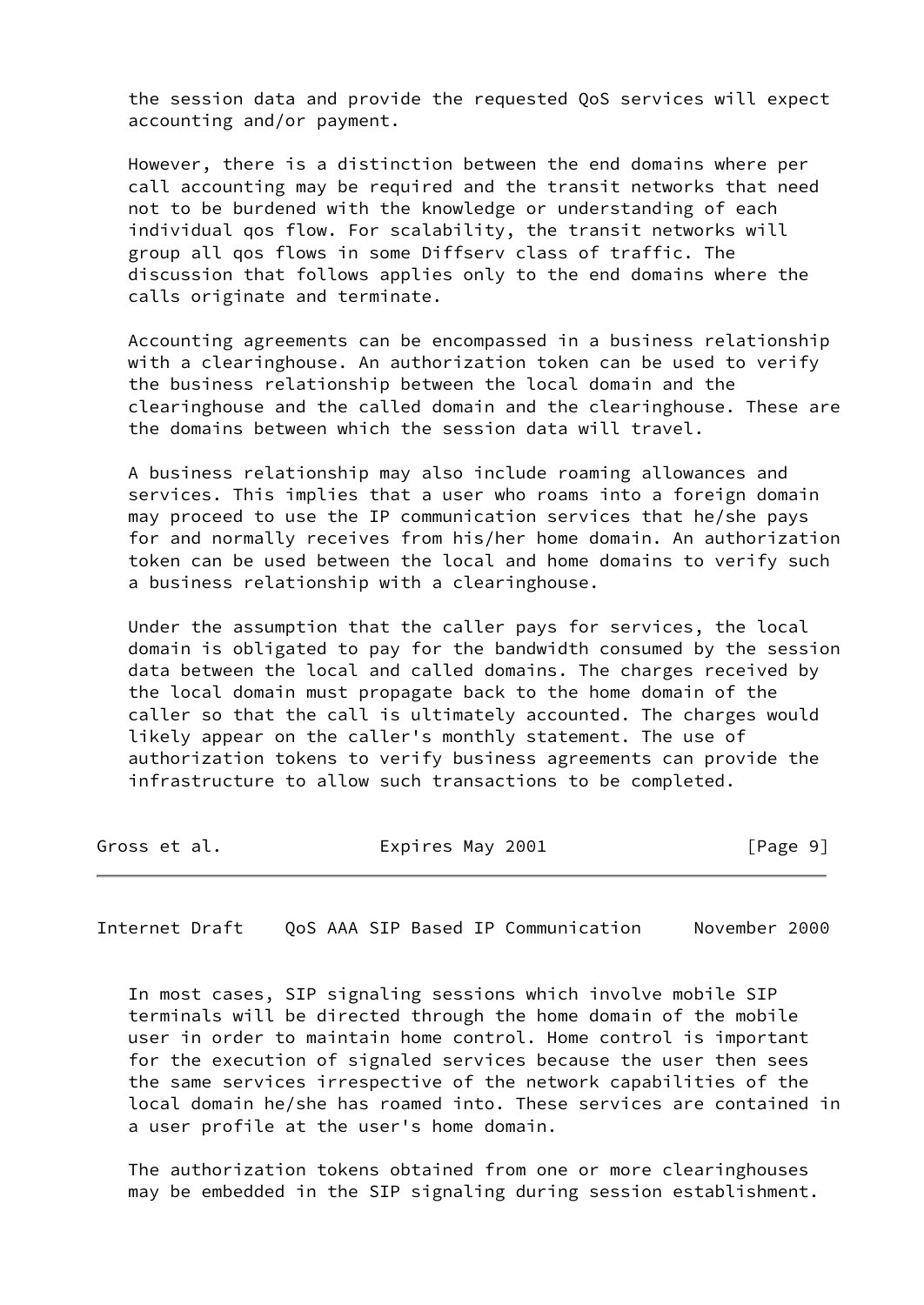the session data and provide the requested QoS services will expect accounting and/or payment.

However, there is a distinction between the end domains where per call accounting may be required and the transit networks that need not to be burdened with the knowledge or understanding of each individual qos flow. For scalability, the transit networks will group all qos flows in some Diffserv class of traffic. The discussion that follows applies only to the end domains where the calls originate and terminate.

Accounting agreements can be encompassed in a business relationship with a clearinghouse. An authorization token can be used to verify the business relationship between the local domain and the clearinghouse and the called domain and the clearinghouse. These are the domains between which the session data will travel.

A business relationship may also include roaming allowances and services. This implies that a user who roams into a foreign domain may proceed to use the IP communication services that he/she pays for and normally receives from his/her home domain. An authorization token can be used between the local and home domains to verify such a business relationship with a clearinghouse.

Under the assumption that the caller pays for services, the local domain is obligated to pay for the bandwidth consumed by the session data between the local and called domains. The charges received by the local domain must propagate back to the home domain of the caller so that the call is ultimately accounted. The charges would likely appear on the caller's monthly statement. The use of authorization tokens to verify business agreements can provide the infrastructure to allow such transactions to be completed.

In most cases, SIP signaling sessions which involve mobile SIP terminals will be directed through the home domain of the mobile user in order to maintain home control. Home control is important for the execution of signaled services because the user then sees the same services irrespective of the network capabilities of the local domain he/she has roamed into. These services are contained in a user profile at the user's home domain.

The authorization tokens obtained from one or more clearinghouses may be embedded in the SIP signaling during session establishment.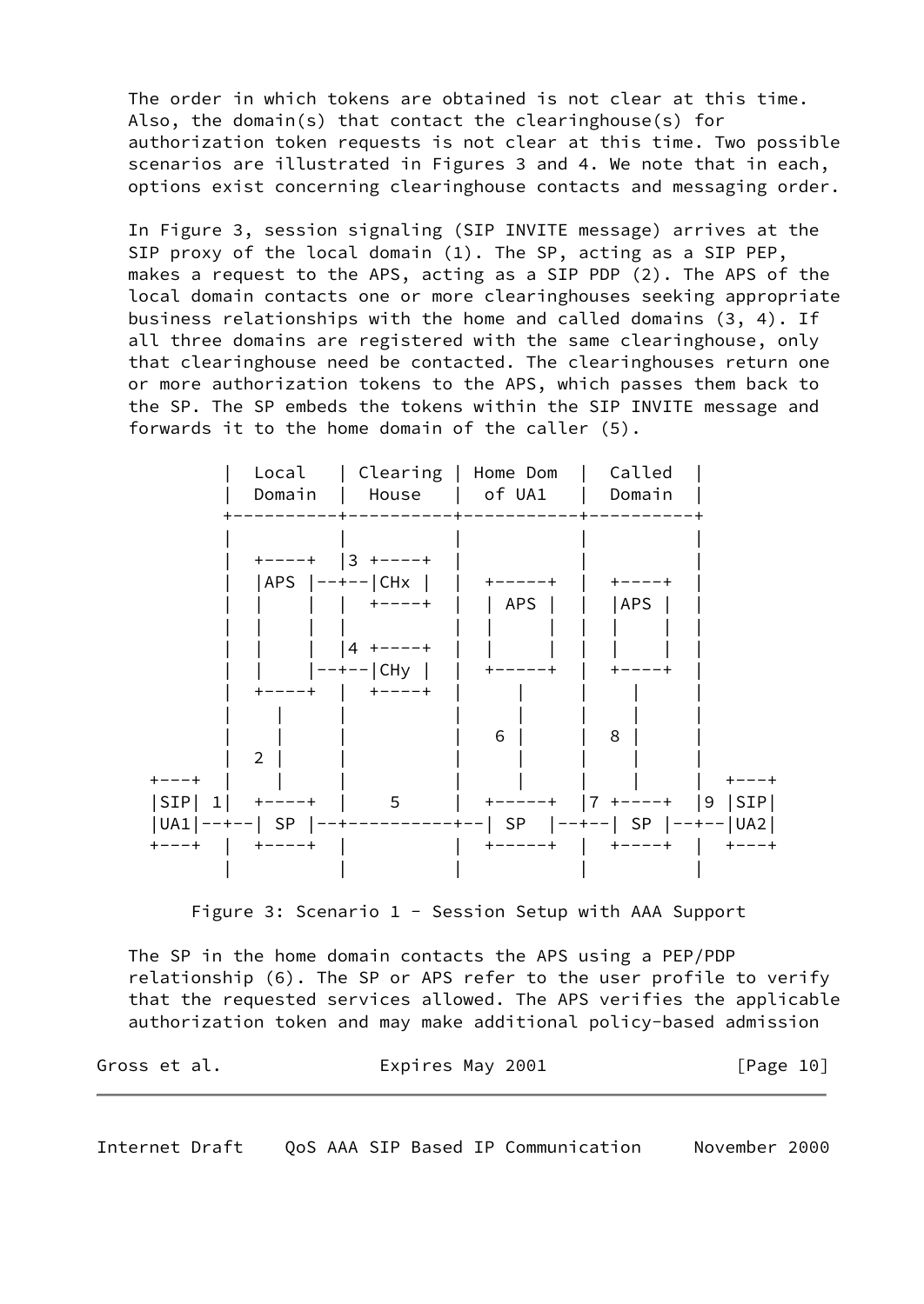The order in which tokens are obtained is not clear at this time. Also, the domain(s) that contact the clearinghouse(s) for authorization token requests is not clear at this time. Two possible scenarios are illustrated in Figures 3 and 4. We note that in each, options exist concerning clearinghouse contacts and messaging order.

In Figure 3, session signaling (SIP INVITE message) arrives at the SIP proxy of the local domain (1). The SP, acting as a SIP PEP, makes a request to the APS, acting as a SIP PDP (2). The APS of the local domain contacts one or more clearinghouses seeking appropriate business relationships with the home and called domains (3, 4). If all three domains are registered with the same clearinghouse, only that clearinghouse need be contacted. The clearinghouses return one or more authorization tokens to the APS, which passes them back to the SP. The SP embeds the tokens within the SIP INVITE message and forwards it to the home domain of the caller (5).

```
          |  Local   | Clearing | Home Dom  |  Called  |
          |  Domain  |  House   |  of UA1   |  Domain  |
          +----------+----------+-----------+----------+
          |          |          |           |          |
          |  +----+  |3 +----+  |           |          |
          |  |APS |--+--|CHx |  |  +-----+  |  +----+  |
          |  |    |  |  +----+  |  | APS |  |  |APS |  |
          |  |    |  |          |  |     |  |  |    |  |
          |  |    |  |4 +----+  |  |     |  |  |    |  |
          |  |    |--+--|CHy |  |  +-----+  |  +----+  |
          |  +----+  |  +----+  |     |     |    |     |
          |    |     |          |     |     |    |     |
          |    |     |          |   6 |     |  8 |     |
          |  2 |     |          |     |     |    |     |
   +---+  |    |     |          |     |     |    |     |  +---+
   |SIP| 1|  +----+  |    5     |  +-----+  |7 +----+  |9 |SIP|
   |UA1|--+--| SP |--+----------+--| SP  |--+--| SP |--+--|UA2|
   +---+  |  +----+  |          |  +-----+  |  +----+  |  +---+
          |          |          |           |          |
```

Figure 3: Scenario 1 - Session Setup with AAA Support

The SP in the home domain contacts the APS using a PEP/PDP relationship (6). The SP or APS refer to the user profile to verify that the requested services allowed. The APS verifies the applicable authorization token and may make additional policy-based admission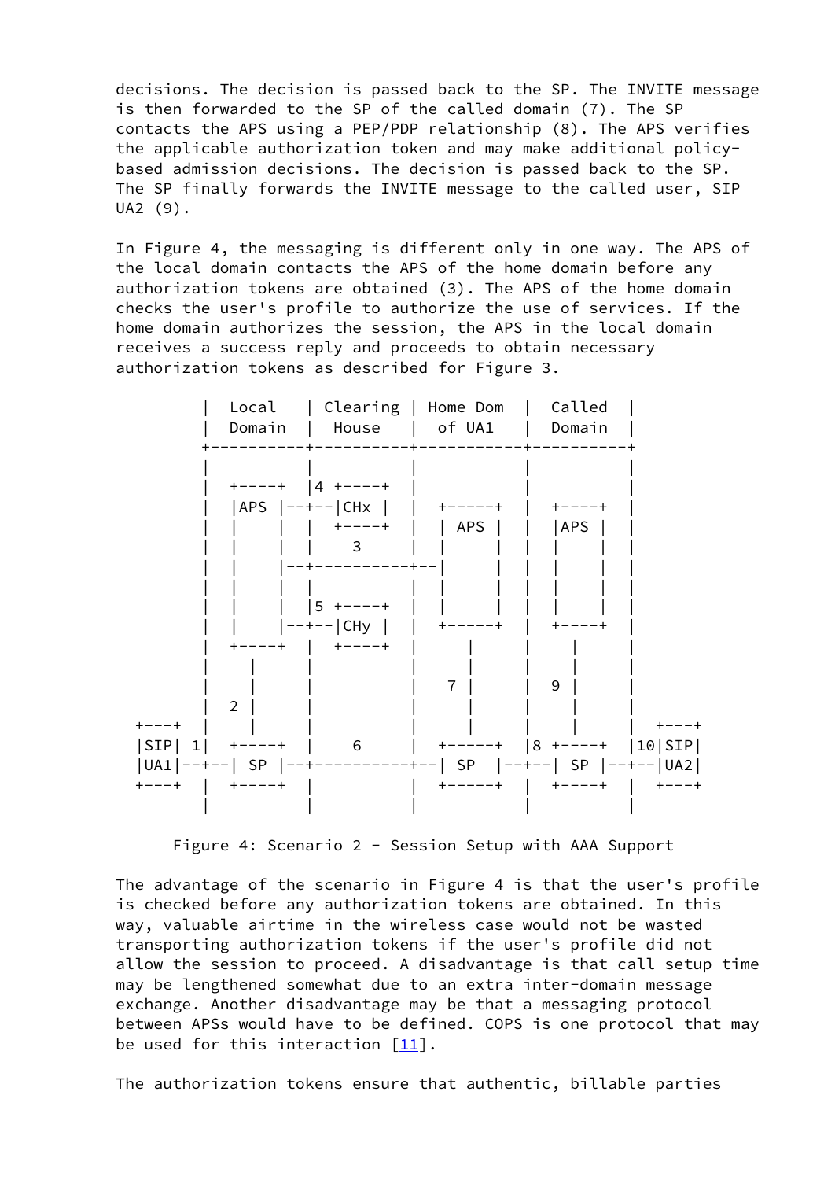decisions. The decision is passed back to the SP. The INVITE message is then forwarded to the SP of the called domain (7). The SP contacts the APS using a PEP/PDP relationship (8). The APS verifies the applicable authorization token and may make additional policy-based admission decisions. The decision is passed back to the SP. The SP finally forwards the INVITE message to the called user, SIP UA2 (9).

In Figure 4, the messaging is different only in one way. The APS of the local domain contacts the APS of the home domain before any authorization tokens are obtained (3). The APS of the home domain checks the user's profile to authorize the use of services. If the home domain authorizes the session, the APS in the local domain receives a success reply and proceeds to obtain necessary authorization tokens as described for Figure 3.

```
          |  Local   | Clearing | Home Dom  |  Called  |
          |  Domain  |  House   |  of UA1   |  Domain  |
          +----------+----------+-----------+----------+
          |          |          |           |          |
          |  +----+  |4 +----+  |           |          |
          |  |APS |--+--|CHx |  |  +-----+  |  +----+  |
          |  |    |  |  +----+  |  | APS |  |  |APS |  |
          |  |    |  |    3     |  |     |  |  |    |  |
          |  |    |--+----------+--|     |  |  |    |  |
          |  |    |  |          |  |     |  |  |    |  |
          |  |    |  |5 +----+  |  |     |  |  |    |  |
          |  |    |--+--|CHy |  |  +-----+  |  +----+  |
          |  +----+  |  +----+  |     |     |    |     |
          |    |     |          |     |     |    |     |
          |    |     |          |   7 |     |  9 |     |
          |  2 |     |          |     |     |    |     |
  +---+   |    |     |          |     |     |    |     |  +---+
  |SIP| 1|  +----+  |    6     |  +-----+  |8 +----+  |10|SIP|
  |UA1|--+--| SP |--+----------+--| SP  |--+--| SP |--+--|UA2|
  +---+   |  +----+  |          |  +-----+  |  +----+  |  +---+
          |          |          |           |          |
```

Figure 4: Scenario 2 - Session Setup with AAA Support

The advantage of the scenario in Figure 4 is that the user's profile is checked before any authorization tokens are obtained. In this way, valuable airtime in the wireless case would not be wasted transporting authorization tokens if the user's profile did not allow the session to proceed. A disadvantage is that call setup time may be lengthened somewhat due to an extra inter-domain message exchange. Another disadvantage may be that a messaging protocol between APSs would have to be defined. COPS is one protocol that may be used for this interaction [11].

The authorization tokens ensure that authentic, billable parties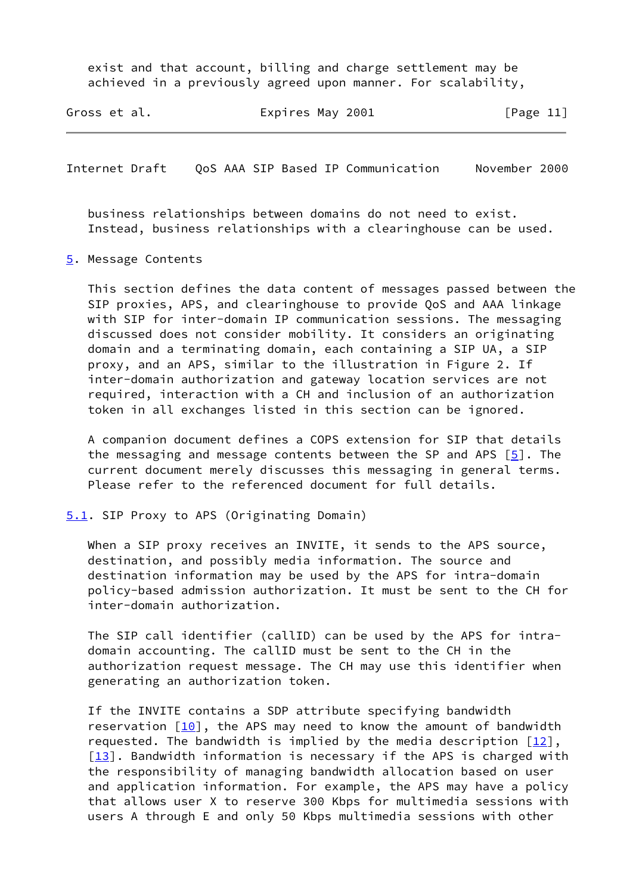exist and that account, billing and charge settlement may be achieved in a previously agreed upon manner. For scalability, business relationships between domains do not need to exist. Instead, business relationships with a clearinghouse can be used.

## 5. Message Contents

This section defines the data content of messages passed between the SIP proxies, APS, and clearinghouse to provide QoS and AAA linkage with SIP for inter-domain IP communication sessions. The messaging discussed does not consider mobility. It considers an originating domain and a terminating domain, each containing a SIP UA, a SIP proxy, and an APS, similar to the illustration in Figure 2. If inter-domain authorization and gateway location services are not required, interaction with a CH and inclusion of an authorization token in all exchanges listed in this section can be ignored.

A companion document defines a COPS extension for SIP that details the messaging and message contents between the SP and APS [5]. The current document merely discusses this messaging in general terms. Please refer to the referenced document for full details.

### 5.1. SIP Proxy to APS (Originating Domain)

When a SIP proxy receives an INVITE, it sends to the APS source, destination, and possibly media information. The source and destination information may be used by the APS for intra-domain policy-based admission authorization. It must be sent to the CH for inter-domain authorization.

The SIP call identifier (callID) can be used by the APS for intra-domain accounting. The callID must be sent to the CH in the authorization request message. The CH may use this identifier when generating an authorization token.

If the INVITE contains a SDP attribute specifying bandwidth reservation [10], the APS may need to know the amount of bandwidth requested. The bandwidth is implied by the media description [12], [13]. Bandwidth information is necessary if the APS is charged with the responsibility of managing bandwidth allocation based on user and application information. For example, the APS may have a policy that allows user X to reserve 300 Kbps for multimedia sessions with users A through E and only 50 Kbps multimedia sessions with other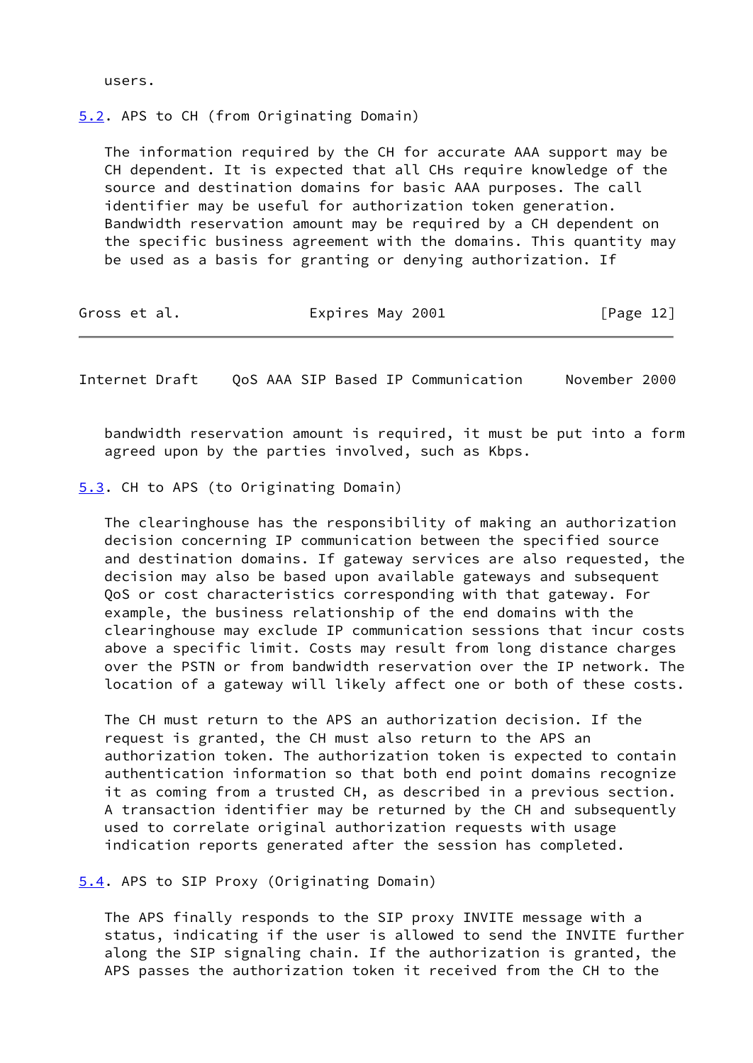users.

## 5.2. APS to CH (from Originating Domain)

The information required by the CH for accurate AAA support may be CH dependent. It is expected that all CHs require knowledge of the source and destination domains for basic AAA purposes. The call identifier may be useful for authorization token generation. Bandwidth reservation amount may be required by a CH dependent on the specific business agreement with the domains. This quantity may be used as a basis for granting or denying authorization. If bandwidth reservation amount is required, it must be put into a form agreed upon by the parties involved, such as Kbps.

## 5.3. CH to APS (to Originating Domain)

The clearinghouse has the responsibility of making an authorization decision concerning IP communication between the specified source and destination domains. If gateway services are also requested, the decision may also be based upon available gateways and subsequent QoS or cost characteristics corresponding with that gateway. For example, the business relationship of the end domains with the clearinghouse may exclude IP communication sessions that incur costs above a specific limit. Costs may result from long distance charges over the PSTN or from bandwidth reservation over the IP network. The location of a gateway will likely affect one or both of these costs.

The CH must return to the APS an authorization decision. If the request is granted, the CH must also return to the APS an authorization token. The authorization token is expected to contain authentication information so that both end point domains recognize it as coming from a trusted CH, as described in a previous section. A transaction identifier may be returned by the CH and subsequently used to correlate original authorization requests with usage indication reports generated after the session has completed.

## 5.4. APS to SIP Proxy (Originating Domain)

The APS finally responds to the SIP proxy INVITE message with a status, indicating if the user is allowed to send the INVITE further along the SIP signaling chain. If the authorization is granted, the APS passes the authorization token it received from the CH to the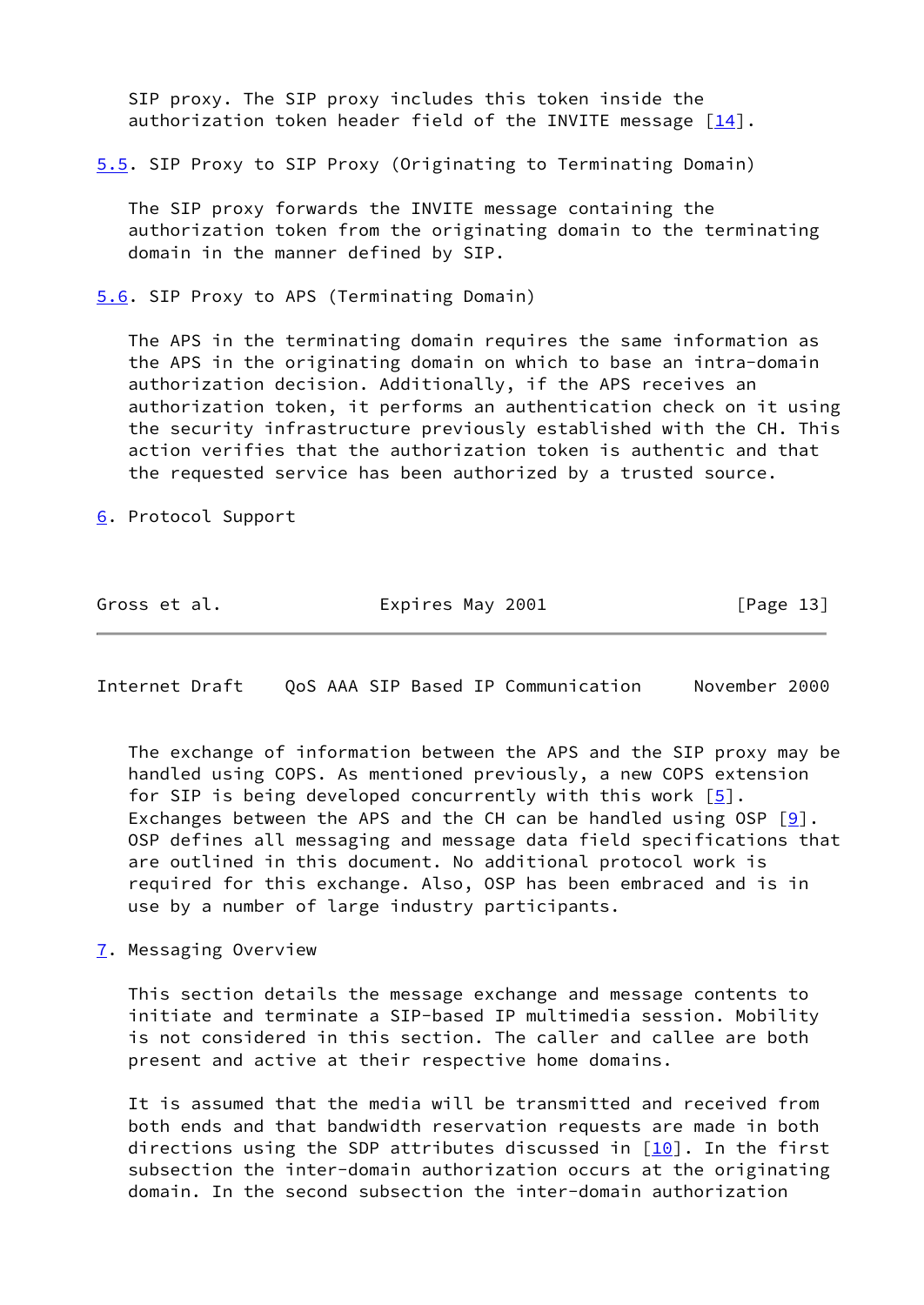SIP proxy. The SIP proxy includes this token inside the authorization token header field of the INVITE message [14].

### 5.5. SIP Proxy to SIP Proxy (Originating to Terminating Domain)

The SIP proxy forwards the INVITE message containing the authorization token from the originating domain to the terminating domain in the manner defined by SIP.

### 5.6. SIP Proxy to APS (Terminating Domain)

The APS in the terminating domain requires the same information as the APS in the originating domain on which to base an intra-domain authorization decision. Additionally, if the APS receives an authorization token, it performs an authentication check on it using the security infrastructure previously established with the CH. This action verifies that the authorization token is authentic and that the requested service has been authorized by a trusted source.

## 6. Protocol Support

The exchange of information between the APS and the SIP proxy may be handled using COPS. As mentioned previously, a new COPS extension for SIP is being developed concurrently with this work [5]. Exchanges between the APS and the CH can be handled using OSP [9]. OSP defines all messaging and message data field specifications that are outlined in this document. No additional protocol work is required for this exchange. Also, OSP has been embraced and is in use by a number of large industry participants.

## 7. Messaging Overview

This section details the message exchange and message contents to initiate and terminate a SIP-based IP multimedia session. Mobility is not considered in this section. The caller and callee are both present and active at their respective home domains.

It is assumed that the media will be transmitted and received from both ends and that bandwidth reservation requests are made in both directions using the SDP attributes discussed in [10]. In the first subsection the inter-domain authorization occurs at the originating domain. In the second subsection the inter-domain authorization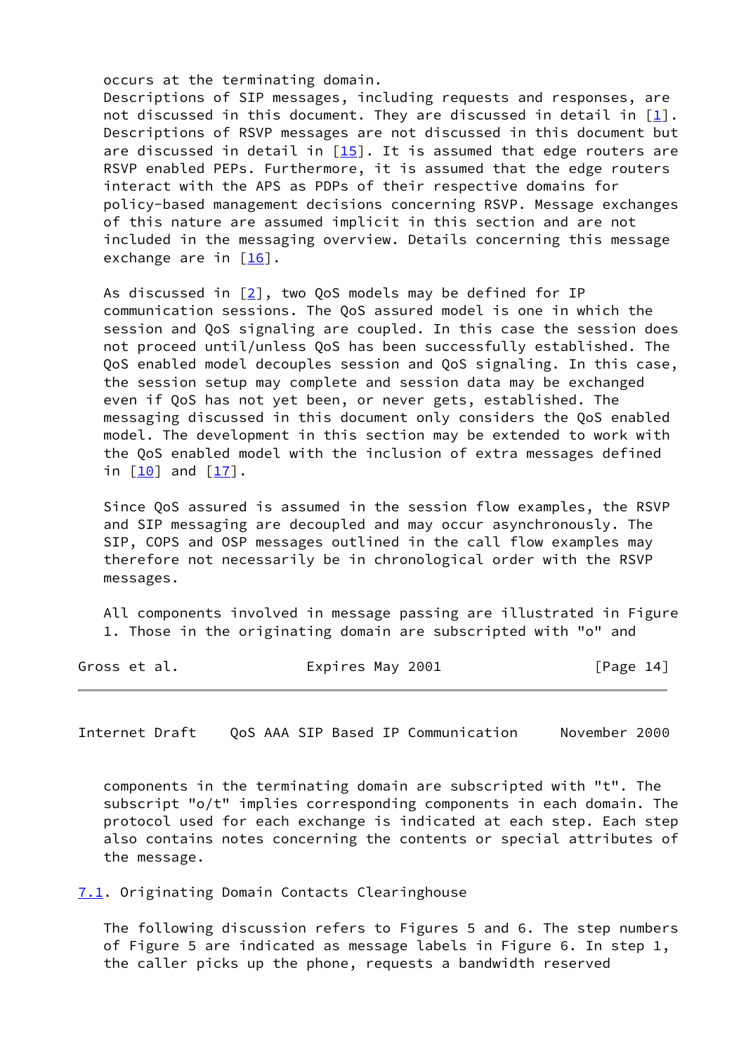occurs at the terminating domain.
Descriptions of SIP messages, including requests and responses, are not discussed in this document. They are discussed in detail in [1]. Descriptions of RSVP messages are not discussed in this document but are discussed in detail in [15]. It is assumed that edge routers are RSVP enabled PEPs. Furthermore, it is assumed that the edge routers interact with the APS as PDPs of their respective domains for policy-based management decisions concerning RSVP. Message exchanges of this nature are assumed implicit in this section and are not included in the messaging overview. Details concerning this message exchange are in [16].

As discussed in [2], two QoS models may be defined for IP communication sessions. The QoS assured model is one in which the session and QoS signaling are coupled. In this case the session does not proceed until/unless QoS has been successfully established. The QoS enabled model decouples session and QoS signaling. In this case, the session setup may complete and session data may be exchanged even if QoS has not yet been, or never gets, established. The messaging discussed in this document only considers the QoS enabled model. The development in this section may be extended to work with the QoS enabled model with the inclusion of extra messages defined in [10] and [17].

Since QoS assured is assumed in the session flow examples, the RSVP and SIP messaging are decoupled and may occur asynchronously. The SIP, COPS and OSP messages outlined in the call flow examples may therefore not necessarily be in chronological order with the RSVP messages.

All components involved in message passing are illustrated in Figure 1. Those in the originating domain are subscripted with "o" and components in the terminating domain are subscripted with "t". The subscript "o/t" implies corresponding components in each domain. The protocol used for each exchange is indicated at each step. Each step also contains notes concerning the contents or special attributes of the message.

## 7.1. Originating Domain Contacts Clearinghouse

The following discussion refers to Figures 5 and 6. The step numbers of Figure 5 are indicated as message labels in Figure 6. In step 1, the caller picks up the phone, requests a bandwidth reserved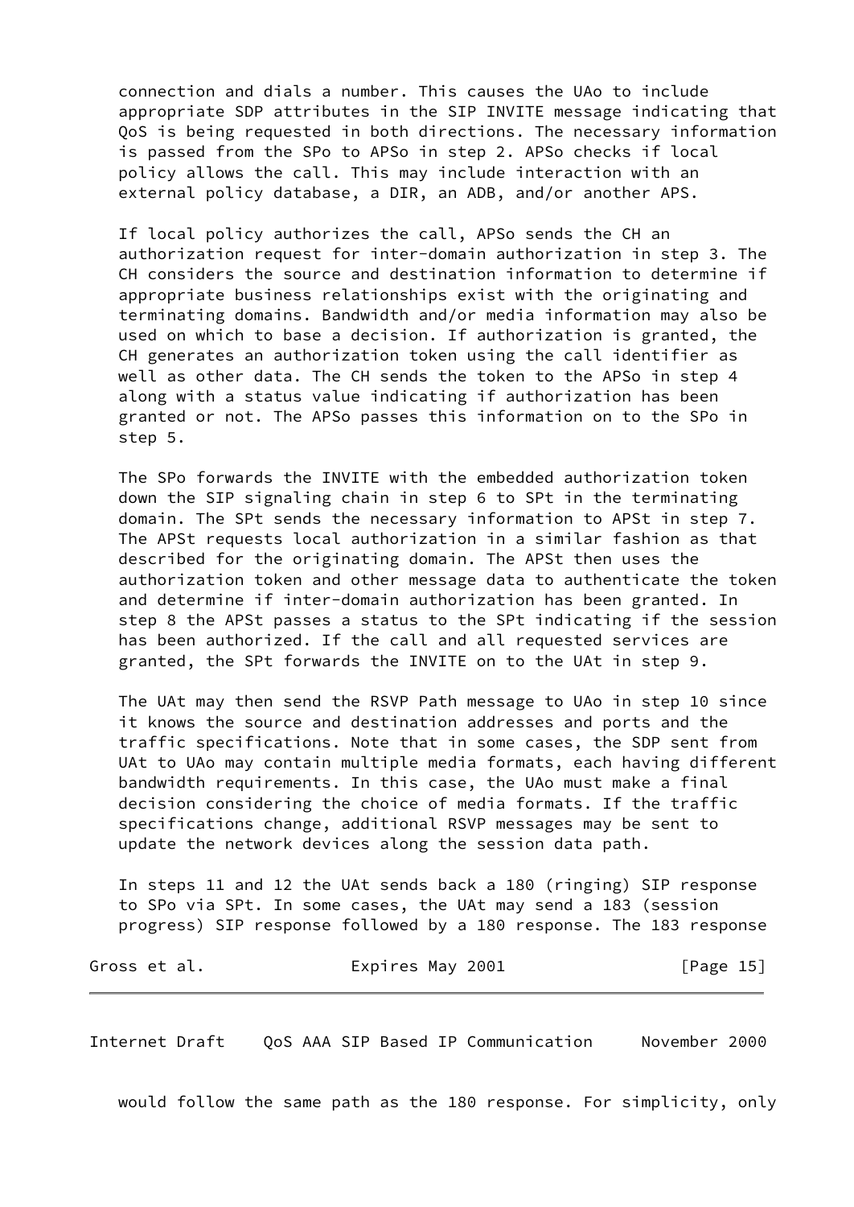connection and dials a number. This causes the UAo to include appropriate SDP attributes in the SIP INVITE message indicating that QoS is being requested in both directions. The necessary information is passed from the SPo to APSo in step 2. APSo checks if local policy allows the call. This may include interaction with an external policy database, a DIR, an ADB, and/or another APS.

If local policy authorizes the call, APSo sends the CH an authorization request for inter-domain authorization in step 3. The CH considers the source and destination information to determine if appropriate business relationships exist with the originating and terminating domains. Bandwidth and/or media information may also be used on which to base a decision. If authorization is granted, the CH generates an authorization token using the call identifier as well as other data. The CH sends the token to the APSo in step 4 along with a status value indicating if authorization has been granted or not. The APSo passes this information on to the SPo in step 5.

The SPo forwards the INVITE with the embedded authorization token down the SIP signaling chain in step 6 to SPt in the terminating domain. The SPt sends the necessary information to APSt in step 7. The APSt requests local authorization in a similar fashion as that described for the originating domain. The APSt then uses the authorization token and other message data to authenticate the token and determine if inter-domain authorization has been granted. In step 8 the APSt passes a status to the SPt indicating if the session has been authorized. If the call and all requested services are granted, the SPt forwards the INVITE on to the UAt in step 9.

The UAt may then send the RSVP Path message to UAo in step 10 since it knows the source and destination addresses and ports and the traffic specifications. Note that in some cases, the SDP sent from UAt to UAo may contain multiple media formats, each having different bandwidth requirements. In this case, the UAo must make a final decision considering the choice of media formats. If the traffic specifications change, additional RSVP messages may be sent to update the network devices along the session data path.

In steps 11 and 12 the UAt sends back a 180 (ringing) SIP response to SPo via SPt. In some cases, the UAt may send a 183 (session progress) SIP response followed by a 180 response. The 183 response would follow the same path as the 180 response. For simplicity, only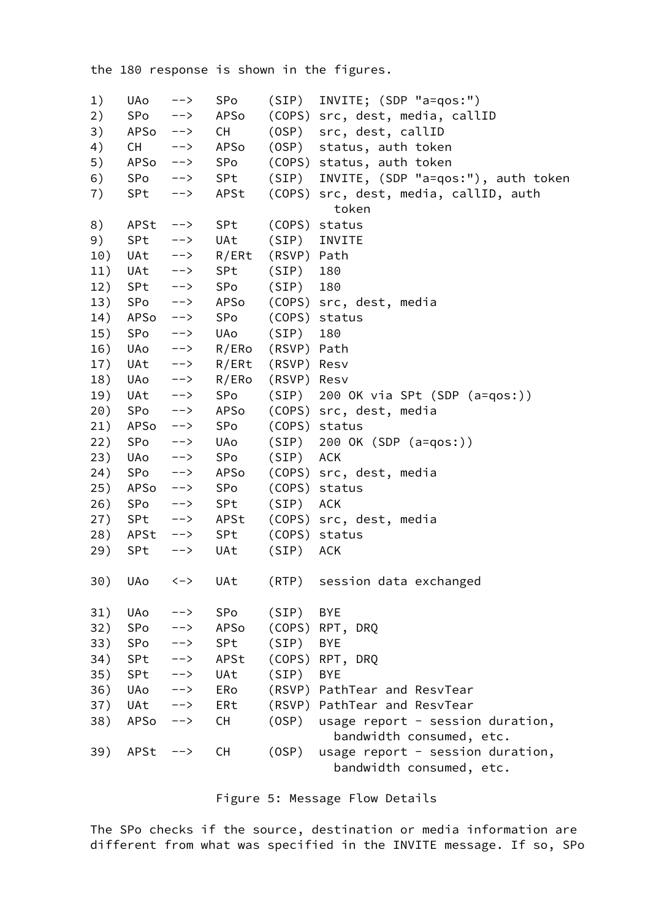the 180 response is shown in the figures.

```
1)   UAo   -->   SPo    (SIP)  INVITE; (SDP "a=qos:")
2)   SPo   -->   APSo   (COPS) src, dest, media, callID
3)   APSo  -->   CH     (OSP)  src, dest, callID
4)   CH    -->   APSo   (OSP)  status, auth token
5)   APSo  -->   SPo    (COPS) status, auth token
6)   SPo   -->   SPt    (SIP)  INVITE, (SDP "a=qos:"), auth token
7)   SPt   -->   APSt   (COPS) src, dest, media, callID, auth
                                 token
8)   APSt  -->   SPt    (COPS) status
9)   SPt   -->   UAt    (SIP)  INVITE
10)  UAt   -->   R/ERt  (RSVP) Path
11)  UAt   -->   SPt    (SIP)  180
12)  SPt   -->   SPo    (SIP)  180
13)  SPo   -->   APSo   (COPS) src, dest, media
14)  APSo  -->   SPo    (COPS) status
15)  SPo   -->   UAo    (SIP)  180
16)  UAo   -->   R/ERo  (RSVP) Path
17)  UAt   -->   R/ERt  (RSVP) Resv
18)  UAo   -->   R/ERo  (RSVP) Resv
19)  UAt   -->   SPo    (SIP)  200 OK via SPt (SDP (a=qos:))
20)  SPo   -->   APSo   (COPS) src, dest, media
21)  APSo  -->   SPo    (COPS) status
22)  SPo   -->   UAo    (SIP)  200 OK (SDP (a=qos:))
23)  UAo   -->   SPo    (SIP)  ACK
24)  SPo   -->   APSo   (COPS) src, dest, media
25)  APSo  -->   SPo    (COPS) status
26)  SPo   -->   SPt    (SIP)  ACK
27)  SPt   -->   APSt   (COPS) src, dest, media
28)  APSt  -->   SPt    (COPS) status
29)  SPt   -->   UAt    (SIP)  ACK

30)  UAo   <->   UAt    (RTP)  session data exchanged

31)  UAo   -->   SPo    (SIP)  BYE
32)  SPo   -->   APSo   (COPS) RPT, DRQ
33)  SPo   -->   SPt    (SIP)  BYE
34)  SPt   -->   APSt   (COPS) RPT, DRQ
35)  SPt   -->   UAt    (SIP)  BYE
36)  UAo   -->   ERo    (RSVP) PathTear and ResvTear
37)  UAt   -->   ERt    (RSVP) PathTear and ResvTear
38)  APSo  -->   CH     (OSP)  usage report - session duration,
                                 bandwidth consumed, etc.
39)  APSt  -->   CH     (OSP)  usage report - session duration,
                                 bandwidth consumed, etc.
```

Figure 5: Message Flow Details

The SPo checks if the source, destination or media information are different from what was specified in the INVITE message. If so, SPo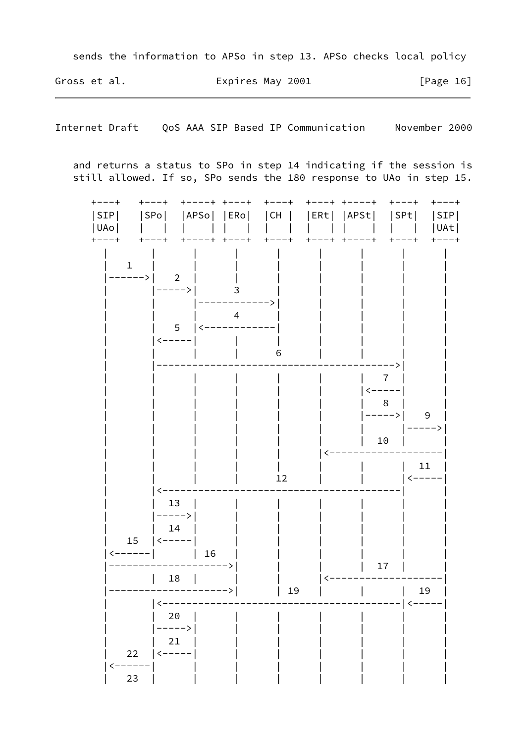sends the information to APSo in step 13. APSo checks local policy

and returns a status to SPo in step 14 indicating if the session is still allowed. If so, SPo sends the 180 response to UAo in step 15.

```
  +---+   +---+  +----+ +---+  +---+  +---+ +----+  +---+  +---+
  |SIP|   |SPo|  |APSo| |ERo|  |CH |  |ERt| |APSt|  |SPt|  |SIP|
  |UAo|   |   |  |    | |   |  |   |  |   | |    |  |   |  |UAt|
  +---+   +---+  +----+ +---+  +---+  +---+ +----+  +---+  +---+
    |        |       |       |       |       |       |       |       |
    |   1    |       |       |       |       |       |       |       |
    |------->|   2   |       |       |       |       |       |       |
    |        |------>|       3       |       |       |       |       |
    |        |       |-------------->|       |       |       |       |
    |        |       |       4       |       |       |       |       |
    |        |   5   |<--------------|       |       |       |       |
    |        |<------|       |       |       |       |       |       |
    |        |       |       |       6       |       |       |       |
    |        |-------------------------------------------------->|       |
    |        |       |       |       |       |       |   7   |       |
    |        |       |       |       |       |       |<------|       |
    |        |       |       |       |       |       |   8   |       |
    |        |       |       |       |       |       |------>|   9   |
    |        |       |       |       |       |       |       |------>|
    |        |       |       |       |       |       |  10   |       |
    |        |       |       |       |       |<----------------------|
    |        |       |       |       |       |       |       |  11   |
    |        |       |       |       12      |       |       |<------|
    |        |<--------------------------------------------------|       |
    |        |  13   |       |       |       |       |       |       |
    |        |------>|       |       |       |       |       |       |
    |        |  14   |       |       |       |       |       |       |
    |   15   |<------|       |       |       |       |       |       |
    |<-------|       |  16   |       |       |       |       |       |
    |----------------------->|       |       |       |  17   |       |
    |        |  18   |       |       |       |<----------------------|
    |----------------------->|       |  19   |       |       |  19   |
    |        |<--------------------------------------------------|<------|
    |        |  20   |       |       |       |       |       |       |
    |        |------>|       |       |       |       |       |       |
    |        |  21   |       |       |       |       |       |       |
    |   22   |<------|       |       |       |       |       |       |
    |<-------|       |       |       |       |       |       |       |
    |   23   |       |       |       |       |       |       |       |
```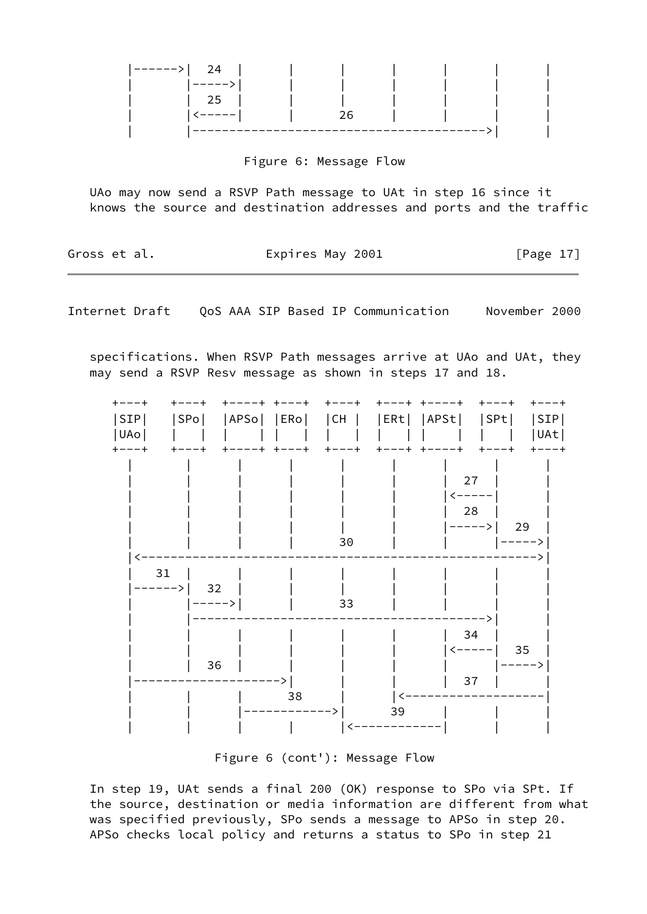```
   |------>|  24   |       |       |       |       |       |       |
   |       |----->|       |       |       |       |       |       |
   |       |  25   |       |       |       |       |       |       |
   |       |<-----|       |       26      |       |       |       |
   |       |--------------------------------------->|       |
```

Figure 6: Message Flow

UAo may now send a RSVP Path message to UAt in step 16 since it knows the source and destination addresses and ports and the traffic specifications. When RSVP Path messages arrive at UAo and UAt, they may send a RSVP Resv message as shown in steps 17 and 18.

```
 +---+    +---+   +----+ +---+   +---+   +---+ +----+   +---+   +---+
 |SIP|    |SPo|   |APSo| |ERo|   |CH |   |ERt| |APSt|   |SPt|   |SIP|
 |UAo|    |   |   |    | |   |   |   |   |   | |    |   |   |   |UAt|
 +---+    +---+   +----+ +---+   +---+   +---+ +----+   +---+   +---+
   |        |       |       |       |       |       |       |       |
   |        |       |       |       |       |       |  27   |       |
   |        |       |       |       |       |       |<-----|       |
   |        |       |       |       |       |       |  28   |       |
   |        |       |       |       |       |       |----->|  29   |
   |        |       |       |       30      |       |       |----->|
   |<------------------------------------------------------------>|
   |   31   |       |       |       |       |       |       |       |
   |------>|  32   |       |       |       |       |       |       |
   |        |----->|       |       33      |       |       |       |
   |        |--------------------------------------->|       |
   |        |       |       |       |       |       |  34   |       |
   |        |       |       |       |       |       |<-----|  35   |
   |        |  36   |       |       |       |       |       |----->|
   |-------------------->|       |       |       |  37   |       |
   |        |       |       38      |       |<-------------------|
   |        |       |------------>|      39      |       |       |
   |        |       |       |       |<------------|       |       |
```

Figure 6 (cont'): Message Flow

In step 19, UAt sends a final 200 (OK) response to SPo via SPt. If the source, destination or media information are different from what was specified previously, SPo sends a message to APSo in step 20. APSo checks local policy and returns a status to SPo in step 21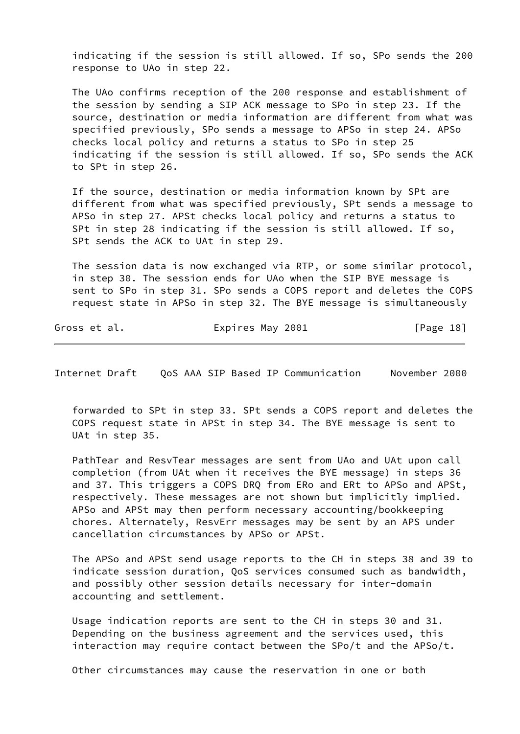indicating if the session is still allowed. If so, SPo sends the 200 response to UAo in step 22.

The UAo confirms reception of the 200 response and establishment of the session by sending a SIP ACK message to SPo in step 23. If the source, destination or media information are different from what was specified previously, SPo sends a message to APSo in step 24. APSo checks local policy and returns a status to SPo in step 25 indicating if the session is still allowed. If so, SPo sends the ACK to SPt in step 26.

If the source, destination or media information known by SPt are different from what was specified previously, SPt sends a message to APSo in step 27. APSt checks local policy and returns a status to SPt in step 28 indicating if the session is still allowed. If so, SPt sends the ACK to UAt in step 29.

The session data is now exchanged via RTP, or some similar protocol, in step 30. The session ends for UAo when the SIP BYE message is sent to SPo in step 31. SPo sends a COPS report and deletes the COPS request state in APSo in step 32. The BYE message is simultaneously forwarded to SPt in step 33. SPt sends a COPS report and deletes the COPS request state in APSt in step 34. The BYE message is sent to UAt in step 35.

PathTear and ResvTear messages are sent from UAo and UAt upon call completion (from UAt when it receives the BYE message) in steps 36 and 37. This triggers a COPS DRQ from ERo and ERt to APSo and APSt, respectively. These messages are not shown but implicitly implied. APSo and APSt may then perform necessary accounting/bookkeeping chores. Alternately, ResvErr messages may be sent by an APS under cancellation circumstances by APSo or APSt.

The APSo and APSt send usage reports to the CH in steps 38 and 39 to indicate session duration, QoS services consumed such as bandwidth, and possibly other session details necessary for inter-domain accounting and settlement.

Usage indication reports are sent to the CH in steps 30 and 31. Depending on the business agreement and the services used, this interaction may require contact between the SPo/t and the APSo/t.

Other circumstances may cause the reservation in one or both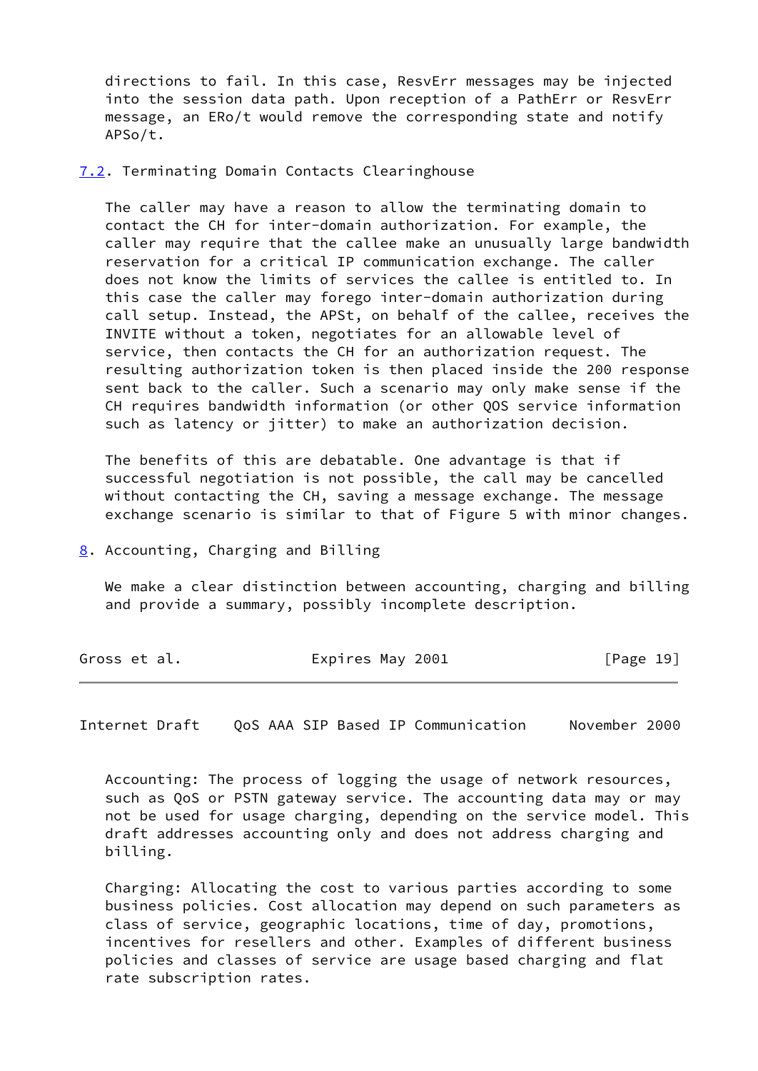directions to fail. In this case, ResvErr messages may be injected into the session data path. Upon reception of a PathErr or ResvErr message, an ERo/t would remove the corresponding state and notify APSo/t.

### 7.2. Terminating Domain Contacts Clearinghouse

The caller may have a reason to allow the terminating domain to contact the CH for inter-domain authorization. For example, the caller may require that the callee make an unusually large bandwidth reservation for a critical IP communication exchange. The caller does not know the limits of services the callee is entitled to. In this case the caller may forego inter-domain authorization during call setup. Instead, the APSt, on behalf of the callee, receives the INVITE without a token, negotiates for an allowable level of service, then contacts the CH for an authorization request. The resulting authorization token is then placed inside the 200 response sent back to the caller. Such a scenario may only make sense if the CH requires bandwidth information (or other QOS service information such as latency or jitter) to make an authorization decision.

The benefits of this are debatable. One advantage is that if successful negotiation is not possible, the call may be cancelled without contacting the CH, saving a message exchange. The message exchange scenario is similar to that of Figure 5 with minor changes.

## 8. Accounting, Charging and Billing

We make a clear distinction between accounting, charging and billing and provide a summary, possibly incomplete description.

Accounting: The process of logging the usage of network resources, such as QoS or PSTN gateway service. The accounting data may or may not be used for usage charging, depending on the service model. This draft addresses accounting only and does not address charging and billing.

Charging: Allocating the cost to various parties according to some business policies. Cost allocation may depend on such parameters as class of service, geographic locations, time of day, promotions, incentives for resellers and other. Examples of different business policies and classes of service are usage based charging and flat rate subscription rates.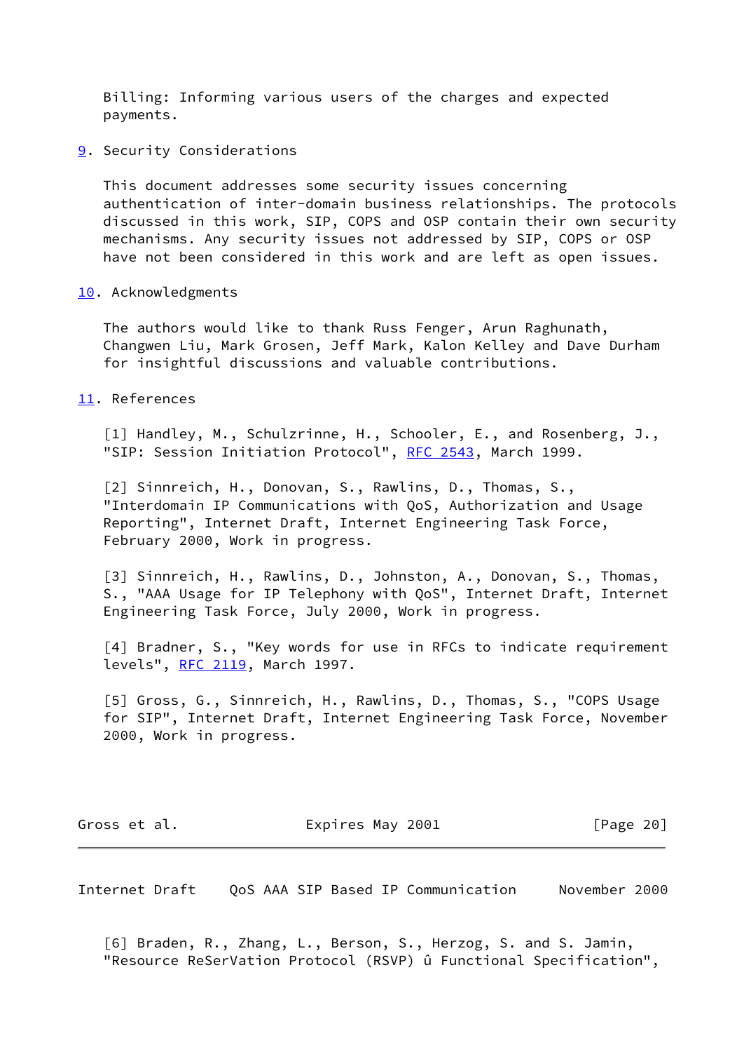Billing: Informing various users of the charges and expected payments.

## 9. Security Considerations

This document addresses some security issues concerning authentication of inter-domain business relationships. The protocols discussed in this work, SIP, COPS and OSP contain their own security mechanisms. Any security issues not addressed by SIP, COPS or OSP have not been considered in this work and are left as open issues.

## 10. Acknowledgments

The authors would like to thank Russ Fenger, Arun Raghunath, Changwen Liu, Mark Grosen, Jeff Mark, Kalon Kelley and Dave Durham for insightful discussions and valuable contributions.

## 11. References

[1] Handley, M., Schulzrinne, H., Schooler, E., and Rosenberg, J., "SIP: Session Initiation Protocol", RFC 2543, March 1999.

[2] Sinnreich, H., Donovan, S., Rawlins, D., Thomas, S., "Interdomain IP Communications with QoS, Authorization and Usage Reporting", Internet Draft, Internet Engineering Task Force, February 2000, Work in progress.

[3] Sinnreich, H., Rawlins, D., Johnston, A., Donovan, S., Thomas, S., "AAA Usage for IP Telephony with QoS", Internet Draft, Internet Engineering Task Force, July 2000, Work in progress.

[4] Bradner, S., "Key words for use in RFCs to indicate requirement levels", RFC 2119, March 1997.

[5] Gross, G., Sinnreich, H., Rawlins, D., Thomas, S., "COPS Usage for SIP", Internet Draft, Internet Engineering Task Force, November 2000, Work in progress.

[6] Braden, R., Zhang, L., Berson, S., Herzog, S. and S. Jamin, "Resource ReSerVation Protocol (RSVP) û Functional Specification",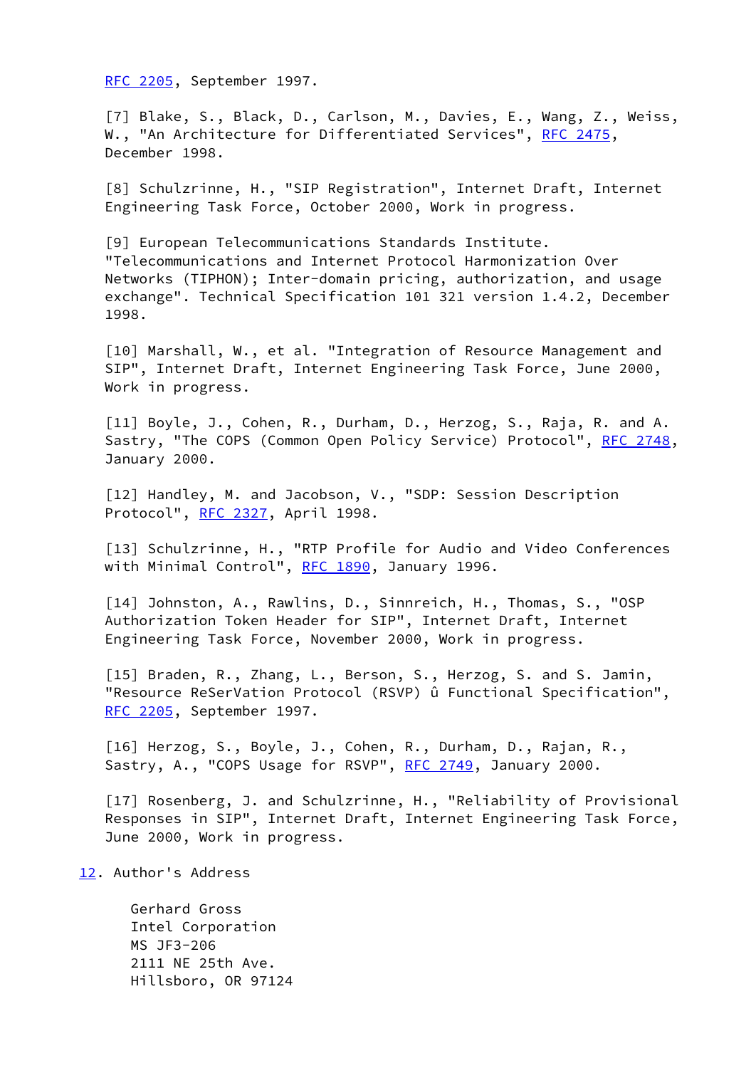RFC 2205, September 1997.

[7] Blake, S., Black, D., Carlson, M., Davies, E., Wang, Z., Weiss, W., "An Architecture for Differentiated Services", RFC 2475, December 1998.

[8] Schulzrinne, H., "SIP Registration", Internet Draft, Internet Engineering Task Force, October 2000, Work in progress.

[9] European Telecommunications Standards Institute. "Telecommunications and Internet Protocol Harmonization Over Networks (TIPHON); Inter-domain pricing, authorization, and usage exchange". Technical Specification 101 321 version 1.4.2, December 1998.

[10] Marshall, W., et al. "Integration of Resource Management and SIP", Internet Draft, Internet Engineering Task Force, June 2000, Work in progress.

[11] Boyle, J., Cohen, R., Durham, D., Herzog, S., Raja, R. and A. Sastry, "The COPS (Common Open Policy Service) Protocol", RFC 2748, January 2000.

[12] Handley, M. and Jacobson, V., "SDP: Session Description Protocol", RFC 2327, April 1998.

[13] Schulzrinne, H., "RTP Profile for Audio and Video Conferences with Minimal Control", RFC 1890, January 1996.

[14] Johnston, A., Rawlins, D., Sinnreich, H., Thomas, S., "OSP Authorization Token Header for SIP", Internet Draft, Internet Engineering Task Force, November 2000, Work in progress.

[15] Braden, R., Zhang, L., Berson, S., Herzog, S. and S. Jamin, "Resource ReSerVation Protocol (RSVP) û Functional Specification", RFC 2205, September 1997.

[16] Herzog, S., Boyle, J., Cohen, R., Durham, D., Rajan, R., Sastry, A., "COPS Usage for RSVP", RFC 2749, January 2000.

[17] Rosenberg, J. and Schulzrinne, H., "Reliability of Provisional Responses in SIP", Internet Draft, Internet Engineering Task Force, June 2000, Work in progress.

## 12. Author's Address

Gerhard Gross
Intel Corporation
MS JF3-206
2111 NE 25th Ave.
Hillsboro, OR 97124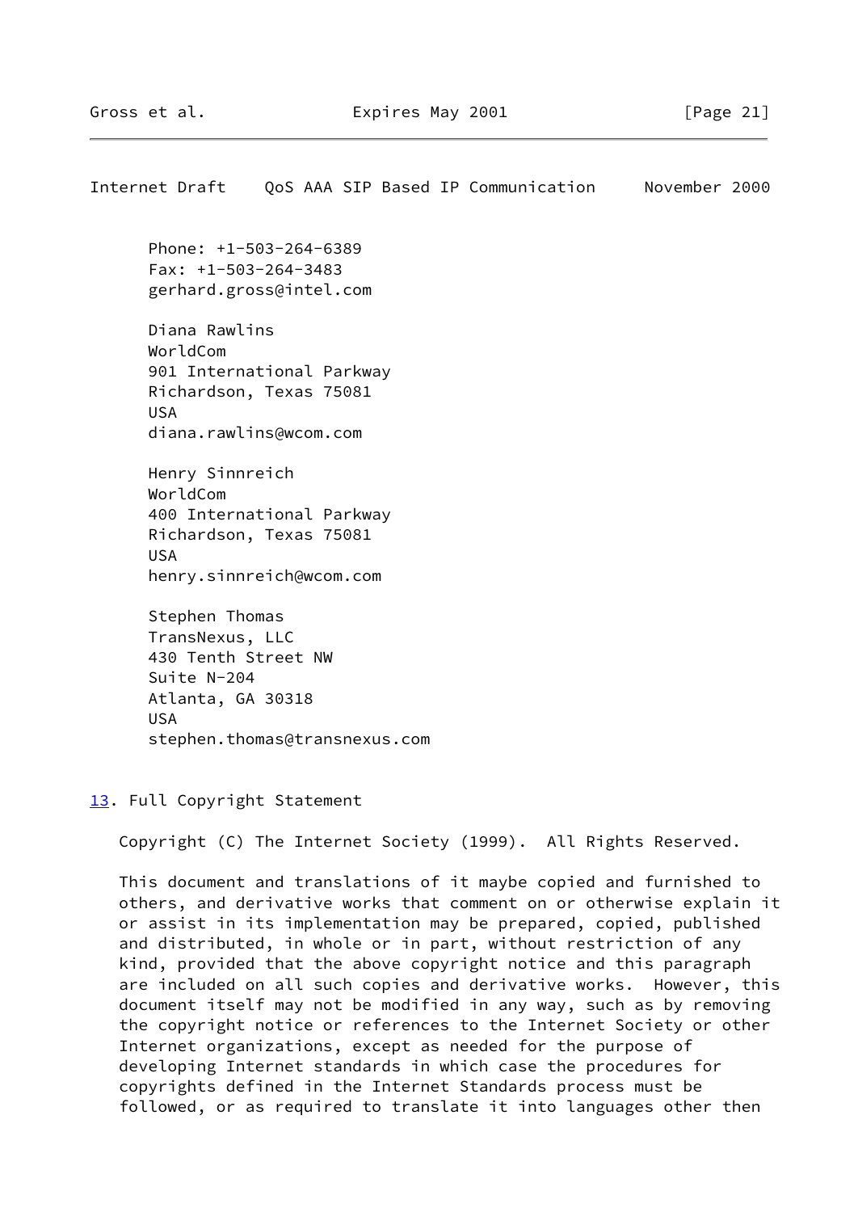Phone: +1-503-264-6389
Fax: +1-503-264-3483
gerhard.gross@intel.com

Diana Rawlins
WorldCom
901 International Parkway
Richardson, Texas 75081
USA
diana.rawlins@wcom.com

Henry Sinnreich
WorldCom
400 International Parkway
Richardson, Texas 75081
USA
henry.sinnreich@wcom.com

Stephen Thomas
TransNexus, LLC
430 Tenth Street NW
Suite N-204
Atlanta, GA 30318
USA
stephen.thomas@transnexus.com

## 13. Full Copyright Statement

Copyright (C) The Internet Society (1999). All Rights Reserved.

This document and translations of it maybe copied and furnished to others, and derivative works that comment on or otherwise explain it or assist in its implementation may be prepared, copied, published and distributed, in whole or in part, without restriction of any kind, provided that the above copyright notice and this paragraph are included on all such copies and derivative works. However, this document itself may not be modified in any way, such as by removing the copyright notice or references to the Internet Society or other Internet organizations, except as needed for the purpose of developing Internet standards in which case the procedures for copyrights defined in the Internet Standards process must be followed, or as required to translate it into languages other then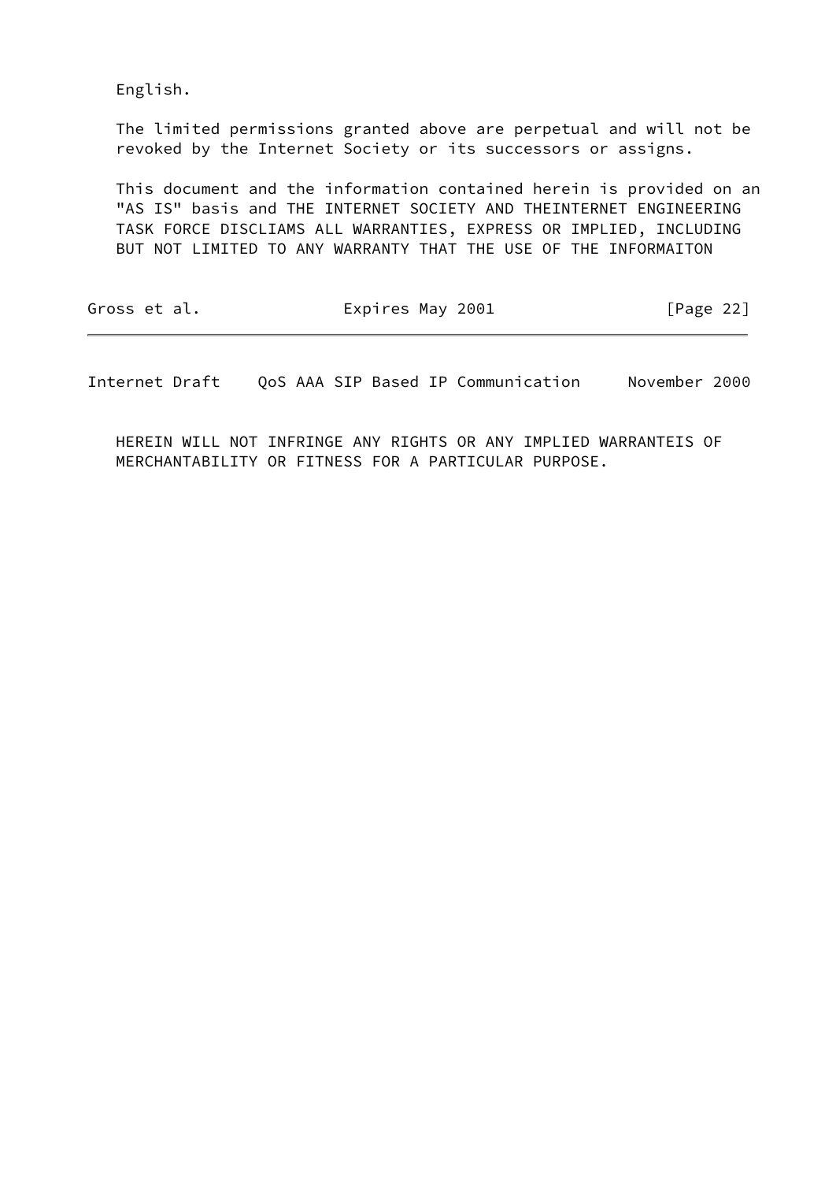English.

The limited permissions granted above are perpetual and will not be revoked by the Internet Society or its successors or assigns.

This document and the information contained herein is provided on an "AS IS" basis and THE INTERNET SOCIETY AND THEINTERNET ENGINEERING TASK FORCE DISCLIAMS ALL WARRANTIES, EXPRESS OR IMPLIED, INCLUDING BUT NOT LIMITED TO ANY WARRANTY THAT THE USE OF THE INFORMAITON HEREIN WILL NOT INFRINGE ANY RIGHTS OR ANY IMPLIED WARRANTEIS OF MERCHANTABILITY OR FITNESS FOR A PARTICULAR PURPOSE.